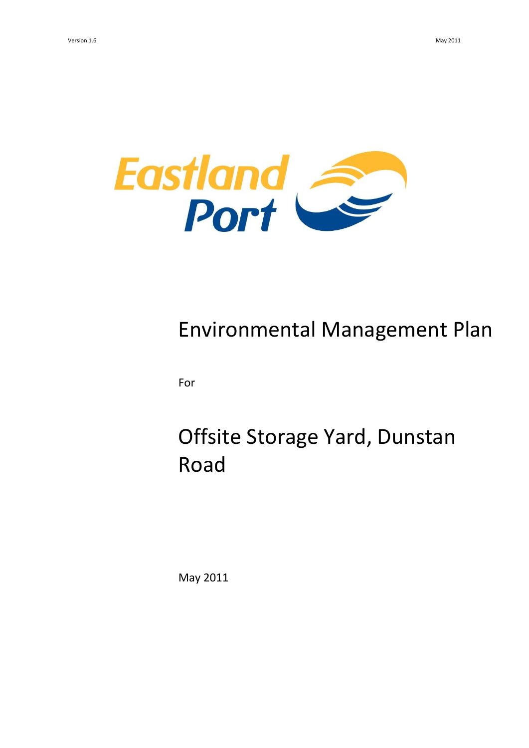Eastland Port

# Environmental Management Plan

For

# Offsite Storage Yard, Dunstan Road

May 2011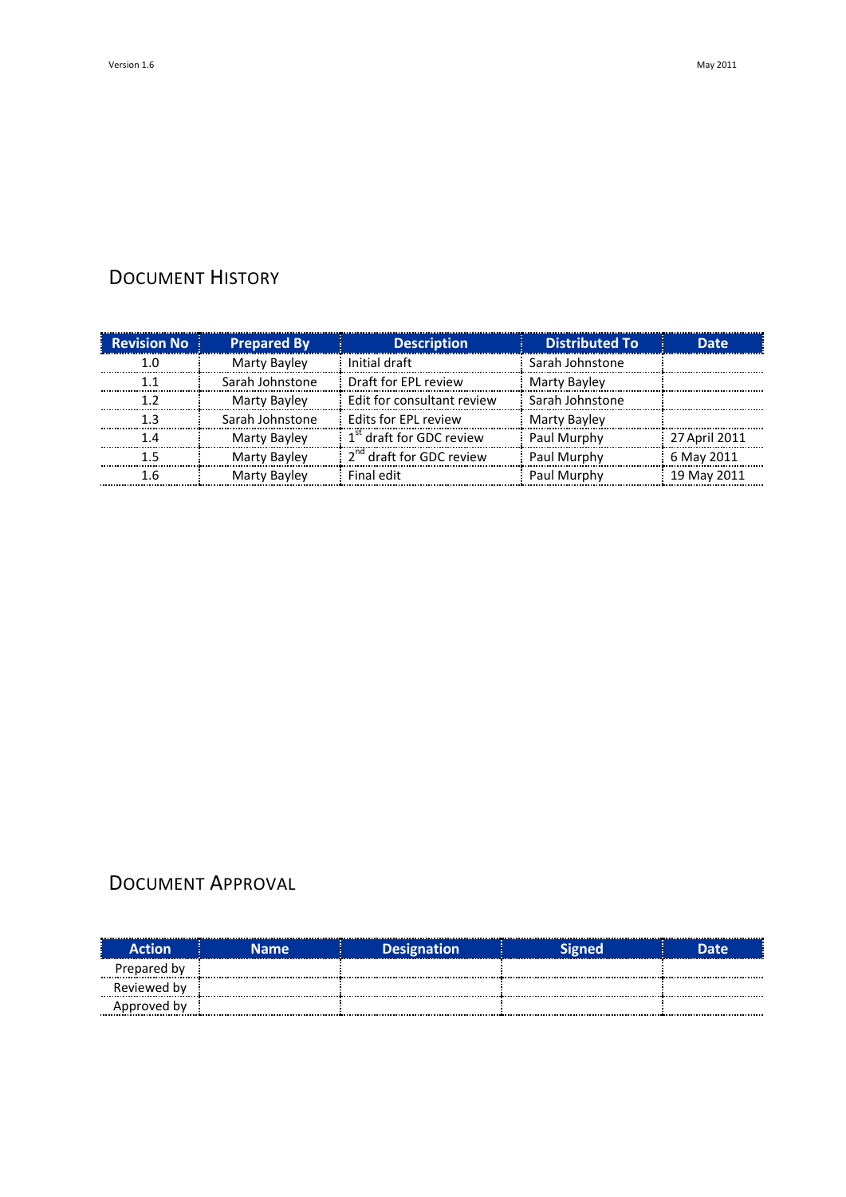# Document History

| Revision No | Prepared By | Description | Distributed To | Date |
|---|---|---|---|---|
| 1.0 | Marty Bayley | Initial draft | Sarah Johnstone | |
| 1.1 | Sarah Johnstone | Draft for EPL review | Marty Bayley | |
| 1.2 | Marty Bayley | Edit for consultant review | Sarah Johnstone | |
| 1.3 | Sarah Johnstone | Edits for EPL review | Marty Bayley | |
| 1.4 | Marty Bayley | 1st draft for GDC review | Paul Murphy | 27 April 2011 |
| 1.5 | Marty Bayley | 2nd draft for GDC review | Paul Murphy | 6 May 2011 |
| 1.6 | Marty Bayley | Final edit | Paul Murphy | 19 May 2011 |

# Document Approval

| Action | Name | Designation | Signed | Date |
|---|---|---|---|---|
| Prepared by | | | | |
| Reviewed by | | | | |
| Approved by | | | | |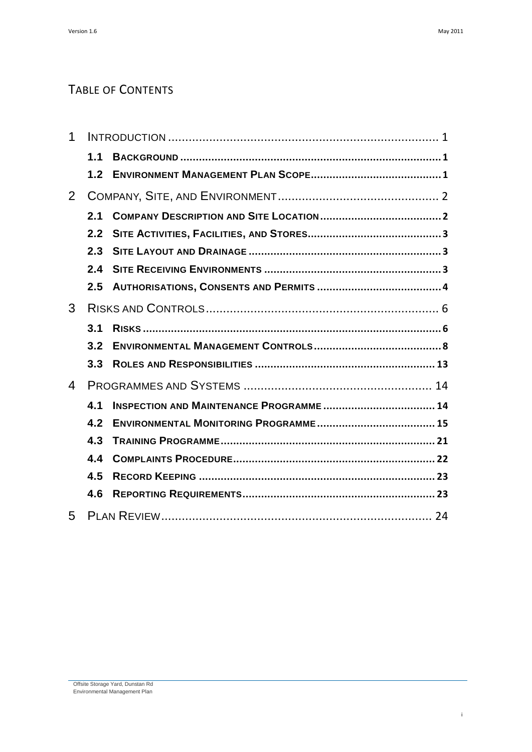# Table of Contents

1 Introduction ..... 1
- 1.1 **Background** ..... 1
- 1.2 **Environment Management Plan Scope** ..... 1

2 Company, Site, and Environment ..... 2
- 2.1 **Company Description and Site Location** ..... 2
- 2.2 **Site Activities, Facilities, and Stores** ..... 3
- 2.3 **Site Layout and Drainage** ..... 3
- 2.4 **Site Receiving Environments** ..... 3
- 2.5 **Authorisations, Consents and Permits** ..... 4

3 Risks and Controls ..... 6
- 3.1 **Risks** ..... 6
- 3.2 **Environmental Management Controls** ..... 8
- 3.3 **Roles and Responsibilities** ..... 13

4 Programmes and Systems ..... 14
- 4.1 **Inspection and Maintenance Programme** ..... 14
- 4.2 **Environmental Monitoring Programme** ..... 15
- 4.3 **Training Programme** ..... 21
- 4.4 **Complaints Procedure** ..... 22
- 4.5 **Record Keeping** ..... 23
- 4.6 **Reporting Requirements** ..... 23

5 Plan Review ..... 24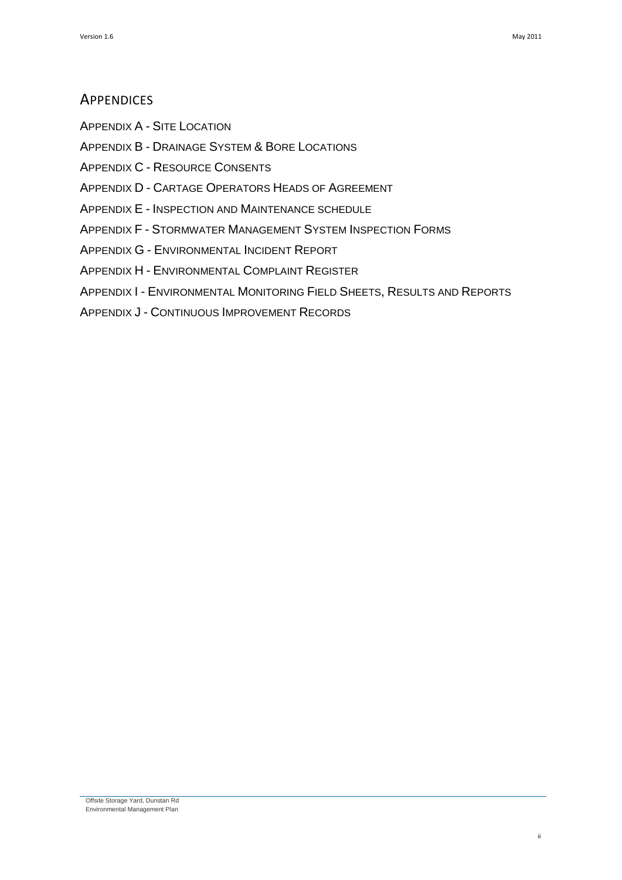## Appendices

Appendix A - Site Location

Appendix B - Drainage System & Bore Locations

Appendix C - Resource Consents

Appendix D - Cartage Operators Heads of Agreement

Appendix E - Inspection and Maintenance schedule

Appendix F - Stormwater Management System Inspection Forms

Appendix G - Environmental Incident Report

Appendix H - Environmental Complaint Register

Appendix I - Environmental Monitoring Field Sheets, Results and Reports

Appendix J - Continuous Improvement Records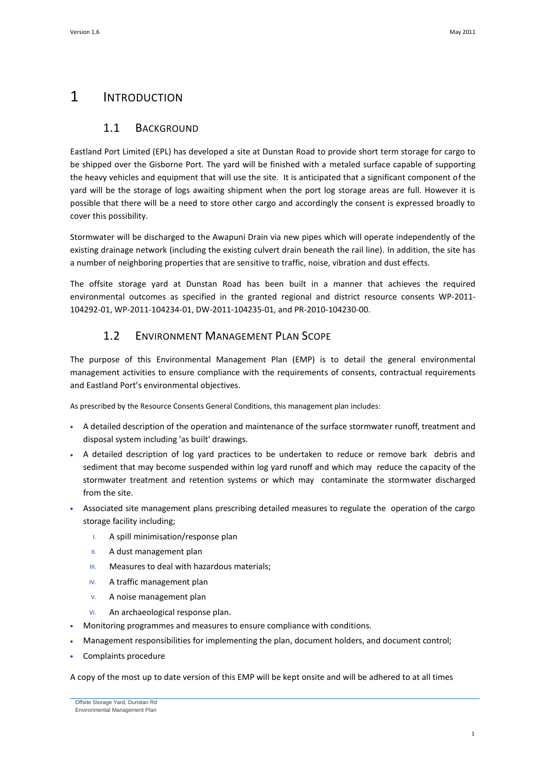# 1 Introduction

## 1.1 Background

Eastland Port Limited (EPL) has developed a site at Dunstan Road to provide short term storage for cargo to be shipped over the Gisborne Port. The yard will be finished with a metaled surface capable of supporting the heavy vehicles and equipment that will use the site. It is anticipated that a significant component of the yard will be the storage of logs awaiting shipment when the port log storage areas are full. However it is possible that there will be a need to store other cargo and accordingly the consent is expressed broadly to cover this possibility.

Stormwater will be discharged to the Awapuni Drain via new pipes which will operate independently of the existing drainage network (including the existing culvert drain beneath the rail line). In addition, the site has a number of neighboring properties that are sensitive to traffic, noise, vibration and dust effects.

The offsite storage yard at Dunstan Road has been built in a manner that achieves the required environmental outcomes as specified in the granted regional and district resource consents WP-2011-104292-01, WP-2011-104234-01, DW-2011-104235-01, and PR-2010-104230-00.

## 1.2 Environment Management Plan Scope

The purpose of this Environmental Management Plan (EMP) is to detail the general environmental management activities to ensure compliance with the requirements of consents, contractual requirements and Eastland Port's environmental objectives.

As prescribed by the Resource Consents General Conditions, this management plan includes:

- A detailed description of the operation and maintenance of the surface stormwater runoff, treatment and disposal system including 'as built' drawings.
- A detailed description of log yard practices to be undertaken to reduce or remove bark debris and sediment that may become suspended within log yard runoff and which may reduce the capacity of the stormwater treatment and retention systems or which may contaminate the stormwater discharged from the site.
- Associated site management plans prescribing detailed measures to regulate the operation of the cargo storage facility including;
    - I. A spill minimisation/response plan
    - II. A dust management plan
    - III. Measures to deal with hazardous materials;
    - IV. A traffic management plan
    - V. A noise management plan
    - VI. An archaeological response plan.
- Monitoring programmes and measures to ensure compliance with conditions.
- Management responsibilities for implementing the plan, document holders, and document control;
- Complaints procedure

A copy of the most up to date version of this EMP will be kept onsite and will be adhered to at all times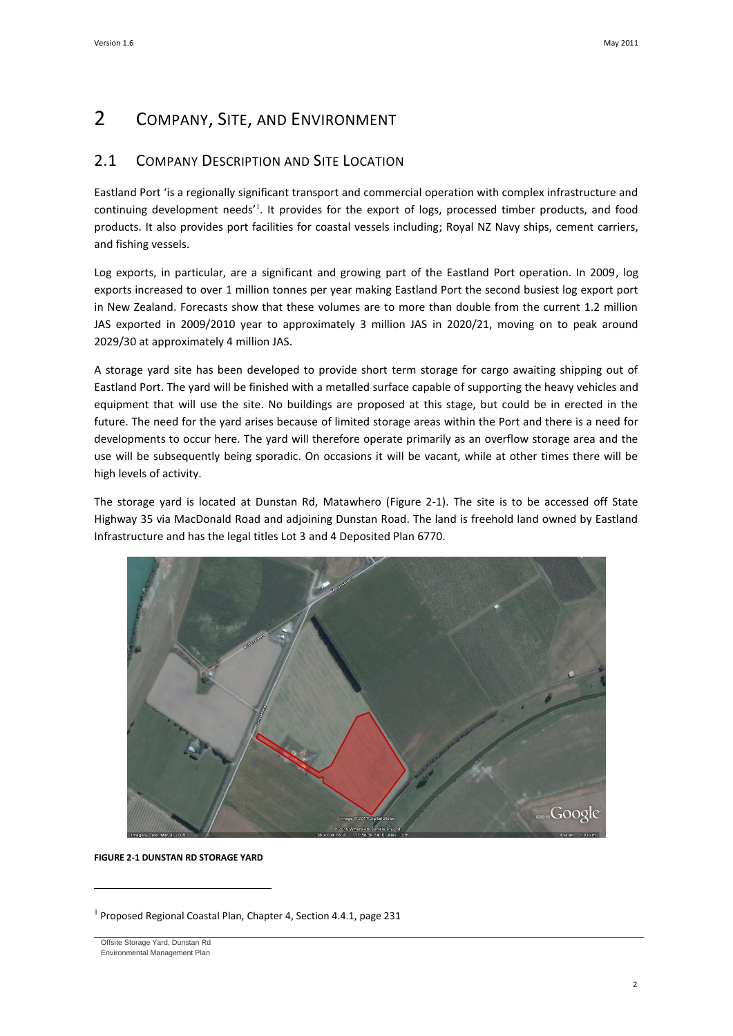# 2 COMPANY, SITE, AND ENVIRONMENT

## 2.1 COMPANY DESCRIPTION AND SITE LOCATION

Eastland Port 'is a regionally significant transport and commercial operation with complex infrastructure and continuing development needs'[1]. It provides for the export of logs, processed timber products, and food products. It also provides port facilities for coastal vessels including; Royal NZ Navy ships, cement carriers, and fishing vessels.

Log exports, in particular, are a significant and growing part of the Eastland Port operation. In 2009, log exports increased to over 1 million tonnes per year making Eastland Port the second busiest log export port in New Zealand. Forecasts show that these volumes are to more than double from the current 1.2 million JAS exported in 2009/2010 year to approximately 3 million JAS in 2020/21, moving on to peak around 2029/30 at approximately 4 million JAS.

A storage yard site has been developed to provide short term storage for cargo awaiting shipping out of Eastland Port. The yard will be finished with a metalled surface capable of supporting the heavy vehicles and equipment that will use the site. No buildings are proposed at this stage, but could be in erected in the future. The need for the yard arises because of limited storage areas within the Port and there is a need for developments to occur here. The yard will therefore operate primarily as an overflow storage area and the use will be subsequently being sporadic. On occasions it will be vacant, while at other times there will be high levels of activity.

The storage yard is located at Dunstan Rd, Matawhero (Figure 2-1). The site is to be accessed off State Highway 35 via MacDonald Road and adjoining Dunstan Road. The land is freehold land owned by Eastland Infrastructure and has the legal titles Lot 3 and 4 Deposited Plan 6770.

**FIGURE 2-1 DUNSTAN RD STORAGE YARD**

[1] Proposed Regional Coastal Plan, Chapter 4, Section 4.4.1, page 231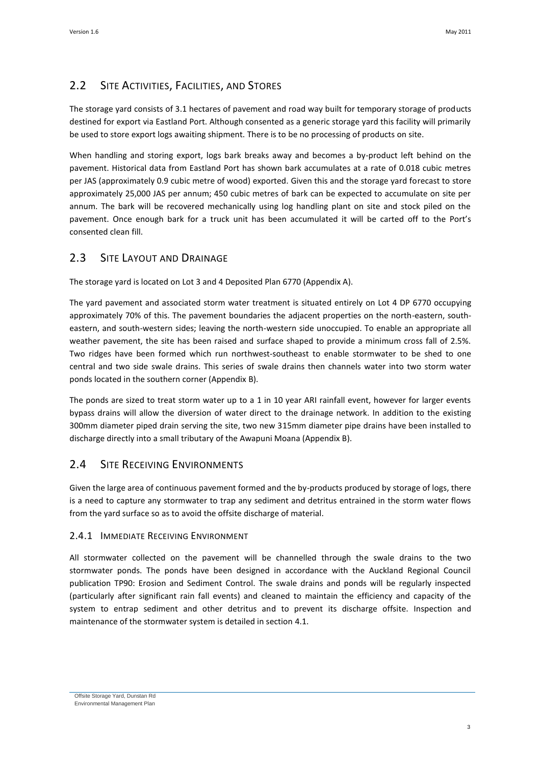## 2.2 Site Activities, Facilities, and Stores

The storage yard consists of 3.1 hectares of pavement and road way built for temporary storage of products destined for export via Eastland Port. Although consented as a generic storage yard this facility will primarily be used to store export logs awaiting shipment. There is to be no processing of products on site.

When handling and storing export, logs bark breaks away and becomes a by-product left behind on the pavement. Historical data from Eastland Port has shown bark accumulates at a rate of 0.018 cubic metres per JAS (approximately 0.9 cubic metre of wood) exported. Given this and the storage yard forecast to store approximately 25,000 JAS per annum; 450 cubic metres of bark can be expected to accumulate on site per annum. The bark will be recovered mechanically using log handling plant on site and stock piled on the pavement. Once enough bark for a truck unit has been accumulated it will be carted off to the Port's consented clean fill.

## 2.3 Site Layout and Drainage

The storage yard is located on Lot 3 and 4 Deposited Plan 6770 (Appendix A).

The yard pavement and associated storm water treatment is situated entirely on Lot 4 DP 6770 occupying approximately 70% of this. The pavement boundaries the adjacent properties on the north-eastern, south-eastern, and south-western sides; leaving the north-western side unoccupied. To enable an appropriate all weather pavement, the site has been raised and surface shaped to provide a minimum cross fall of 2.5%. Two ridges have been formed which run northwest-southeast to enable stormwater to be shed to one central and two side swale drains. This series of swale drains then channels water into two storm water ponds located in the southern corner (Appendix B).

The ponds are sized to treat storm water up to a 1 in 10 year ARI rainfall event, however for larger events bypass drains will allow the diversion of water direct to the drainage network. In addition to the existing 300mm diameter piped drain serving the site, two new 315mm diameter pipe drains have been installed to discharge directly into a small tributary of the Awapuni Moana (Appendix B).

## 2.4 Site Receiving Environments

Given the large area of continuous pavement formed and the by-products produced by storage of logs, there is a need to capture any stormwater to trap any sediment and detritus entrained in the storm water flows from the yard surface so as to avoid the offsite discharge of material.

### 2.4.1 Immediate Receiving Environment

All stormwater collected on the pavement will be channelled through the swale drains to the two stormwater ponds. The ponds have been designed in accordance with the Auckland Regional Council publication TP90: Erosion and Sediment Control. The swale drains and ponds will be regularly inspected (particularly after significant rain fall events) and cleaned to maintain the efficiency and capacity of the system to entrap sediment and other detritus and to prevent its discharge offsite. Inspection and maintenance of the stormwater system is detailed in section 4.1.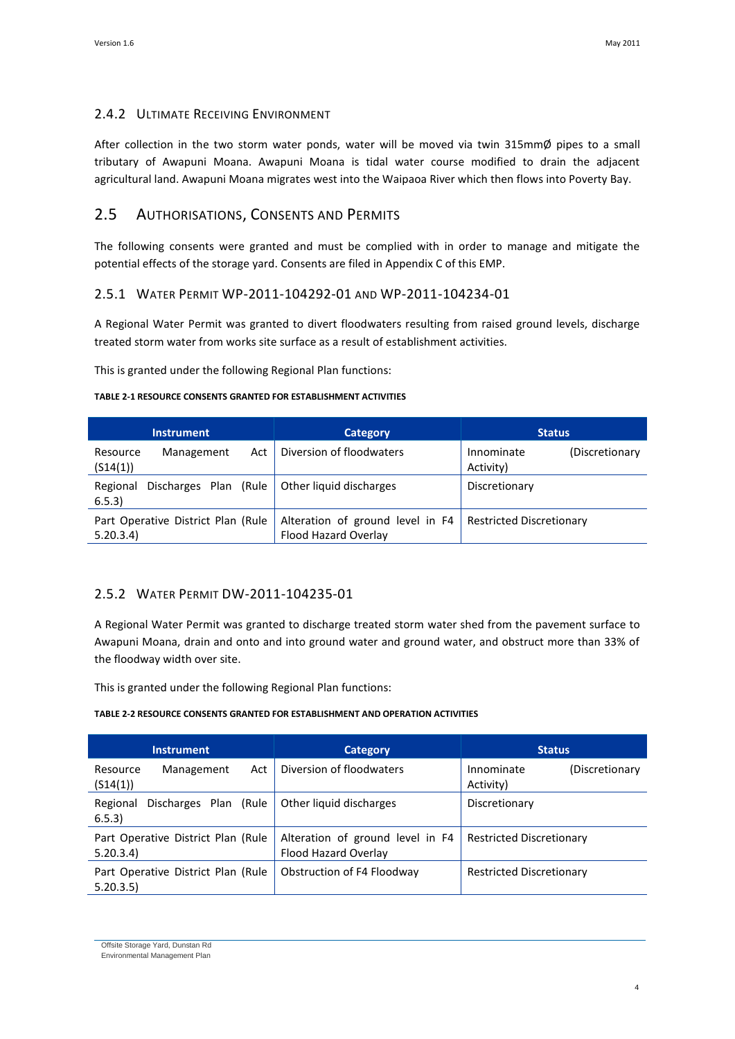### 2.4.2 Ultimate Receiving Environment

After collection in the two storm water ponds, water will be moved via twin 315mmØ pipes to a small tributary of Awapuni Moana. Awapuni Moana is tidal water course modified to drain the adjacent agricultural land. Awapuni Moana migrates west into the Waipaoa River which then flows into Poverty Bay.

## 2.5 Authorisations, Consents and Permits

The following consents were granted and must be complied with in order to manage and mitigate the potential effects of the storage yard. Consents are filed in Appendix C of this EMP.

### 2.5.1 Water Permit WP-2011-104292-01 and WP-2011-104234-01

A Regional Water Permit was granted to divert floodwaters resulting from raised ground levels, discharge treated storm water from works site surface as a result of establishment activities.

This is granted under the following Regional Plan functions:

**TABLE 2-1 RESOURCE CONSENTS GRANTED FOR ESTABLISHMENT ACTIVITIES**

| Instrument | Category | Status |
|---|---|---|
| Resource Management Act (S14(1)) | Diversion of floodwaters | Innominate (Discretionary Activity) |
| Regional Discharges Plan (Rule 6.5.3) | Other liquid discharges | Discretionary |
| Part Operative District Plan (Rule 5.20.3.4) | Alteration of ground level in F4 Flood Hazard Overlay | Restricted Discretionary |

### 2.5.2 Water Permit DW-2011-104235-01

A Regional Water Permit was granted to discharge treated storm water shed from the pavement surface to Awapuni Moana, drain and onto and into ground water and ground water, and obstruct more than 33% of the floodway width over site.

This is granted under the following Regional Plan functions:

**TABLE 2-2 RESOURCE CONSENTS GRANTED FOR ESTABLISHMENT AND OPERATION ACTIVITIES**

| Instrument | Category | Status |
|---|---|---|
| Resource Management Act (S14(1)) | Diversion of floodwaters | Innominate (Discretionary Activity) |
| Regional Discharges Plan (Rule 6.5.3) | Other liquid discharges | Discretionary |
| Part Operative District Plan (Rule 5.20.3.4) | Alteration of ground level in F4 Flood Hazard Overlay | Restricted Discretionary |
| Part Operative District Plan (Rule 5.20.3.5) | Obstruction of F4 Floodway | Restricted Discretionary |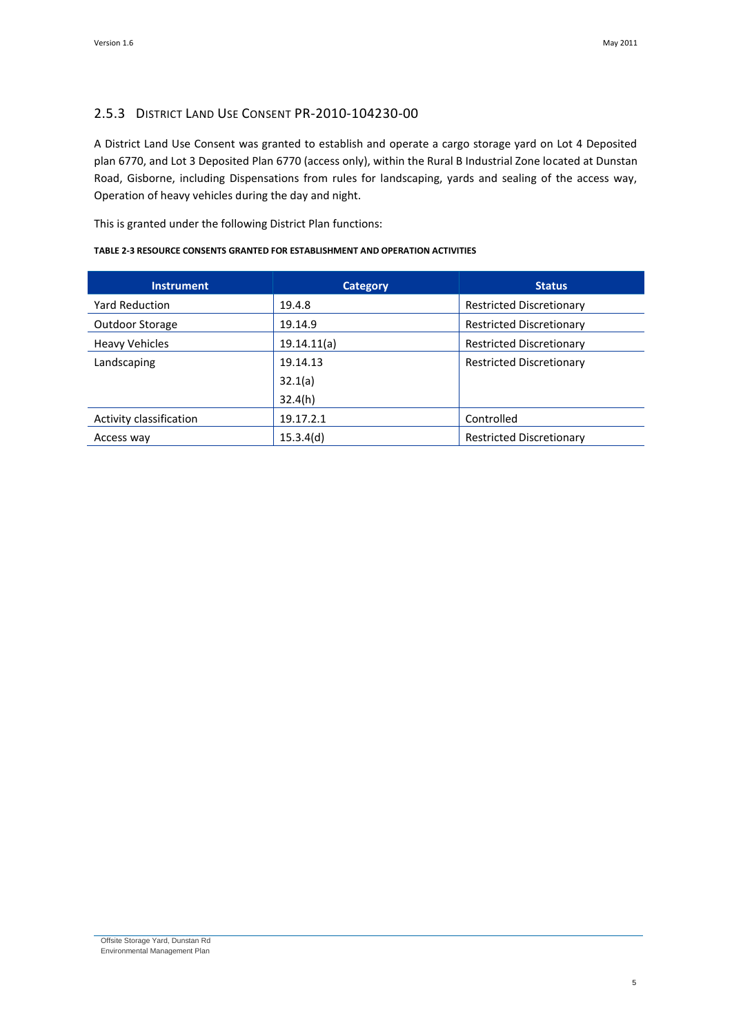### 2.5.3 District Land Use Consent PR-2010-104230-00

A District Land Use Consent was granted to establish and operate a cargo storage yard on Lot 4 Deposited plan 6770, and Lot 3 Deposited Plan 6770 (access only), within the Rural B Industrial Zone located at Dunstan Road, Gisborne, including Dispensations from rules for landscaping, yards and sealing of the access way, Operation of heavy vehicles during the day and night.

This is granted under the following District Plan functions:

**TABLE 2-3 RESOURCE CONSENTS GRANTED FOR ESTABLISHMENT AND OPERATION ACTIVITIES**

| Instrument | Category | Status |
|---|---|---|
| Yard Reduction | 19.4.8 | Restricted Discretionary |
| Outdoor Storage | 19.14.9 | Restricted Discretionary |
| Heavy Vehicles | 19.14.11(a) | Restricted Discretionary |
| Landscaping | 19.14.13<br>32.1(a)<br>32.4(h) | Restricted Discretionary |
| Activity classification | 19.17.2.1 | Controlled |
| Access way | 15.3.4(d) | Restricted Discretionary |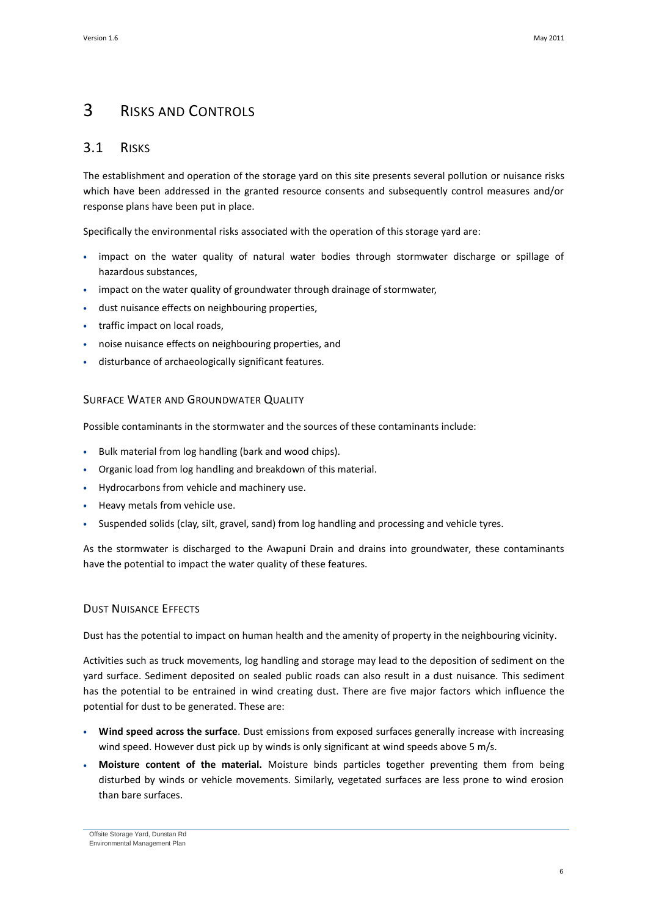# 3 RISKS AND CONTROLS

## 3.1 RISKS

The establishment and operation of the storage yard on this site presents several pollution or nuisance risks which have been addressed in the granted resource consents and subsequently control measures and/or response plans have been put in place.

Specifically the environmental risks associated with the operation of this storage yard are:

- impact on the water quality of natural water bodies through stormwater discharge or spillage of hazardous substances,
- impact on the water quality of groundwater through drainage of stormwater,
- dust nuisance effects on neighbouring properties,
- traffic impact on local roads,
- noise nuisance effects on neighbouring properties, and
- disturbance of archaeologically significant features.

### SURFACE WATER AND GROUNDWATER QUALITY

Possible contaminants in the stormwater and the sources of these contaminants include:

- Bulk material from log handling (bark and wood chips).
- Organic load from log handling and breakdown of this material.
- Hydrocarbons from vehicle and machinery use.
- Heavy metals from vehicle use.
- Suspended solids (clay, silt, gravel, sand) from log handling and processing and vehicle tyres.

As the stormwater is discharged to the Awapuni Drain and drains into groundwater, these contaminants have the potential to impact the water quality of these features.

### DUST NUISANCE EFFECTS

Dust has the potential to impact on human health and the amenity of property in the neighbouring vicinity.

Activities such as truck movements, log handling and storage may lead to the deposition of sediment on the yard surface. Sediment deposited on sealed public roads can also result in a dust nuisance. This sediment has the potential to be entrained in wind creating dust. There are five major factors which influence the potential for dust to be generated. These are:

- **Wind speed across the surface**. Dust emissions from exposed surfaces generally increase with increasing wind speed. However dust pick up by winds is only significant at wind speeds above 5 m/s.
- **Moisture content of the material.** Moisture binds particles together preventing them from being disturbed by winds or vehicle movements. Similarly, vegetated surfaces are less prone to wind erosion than bare surfaces.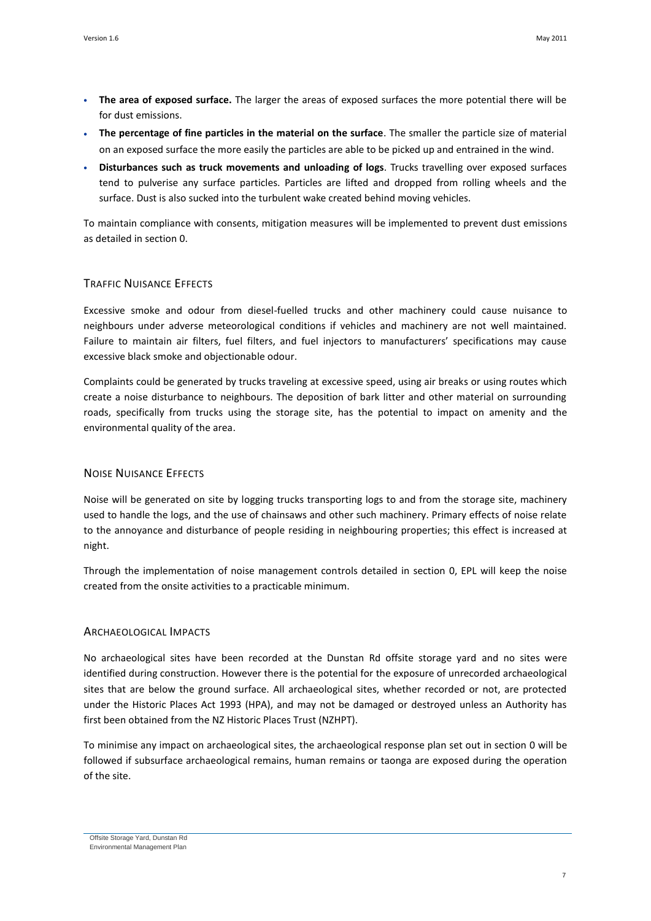- **The area of exposed surface.** The larger the areas of exposed surfaces the more potential there will be for dust emissions.
- **The percentage of fine particles in the material on the surface**. The smaller the particle size of material on an exposed surface the more easily the particles are able to be picked up and entrained in the wind.
- **Disturbances such as truck movements and unloading of logs**. Trucks travelling over exposed surfaces tend to pulverise any surface particles. Particles are lifted and dropped from rolling wheels and the surface. Dust is also sucked into the turbulent wake created behind moving vehicles.

To maintain compliance with consents, mitigation measures will be implemented to prevent dust emissions as detailed in section 0.

### Traffic Nuisance Effects

Excessive smoke and odour from diesel-fuelled trucks and other machinery could cause nuisance to neighbours under adverse meteorological conditions if vehicles and machinery are not well maintained. Failure to maintain air filters, fuel filters, and fuel injectors to manufacturers' specifications may cause excessive black smoke and objectionable odour.

Complaints could be generated by trucks traveling at excessive speed, using air breaks or using routes which create a noise disturbance to neighbours. The deposition of bark litter and other material on surrounding roads, specifically from trucks using the storage site, has the potential to impact on amenity and the environmental quality of the area.

### Noise Nuisance Effects

Noise will be generated on site by logging trucks transporting logs to and from the storage site, machinery used to handle the logs, and the use of chainsaws and other such machinery. Primary effects of noise relate to the annoyance and disturbance of people residing in neighbouring properties; this effect is increased at night.

Through the implementation of noise management controls detailed in section 0, EPL will keep the noise created from the onsite activities to a practicable minimum.

### Archaeological Impacts

No archaeological sites have been recorded at the Dunstan Rd offsite storage yard and no sites were identified during construction. However there is the potential for the exposure of unrecorded archaeological sites that are below the ground surface. All archaeological sites, whether recorded or not, are protected under the Historic Places Act 1993 (HPA), and may not be damaged or destroyed unless an Authority has first been obtained from the NZ Historic Places Trust (NZHPT).

To minimise any impact on archaeological sites, the archaeological response plan set out in section 0 will be followed if subsurface archaeological remains, human remains or taonga are exposed during the operation of the site.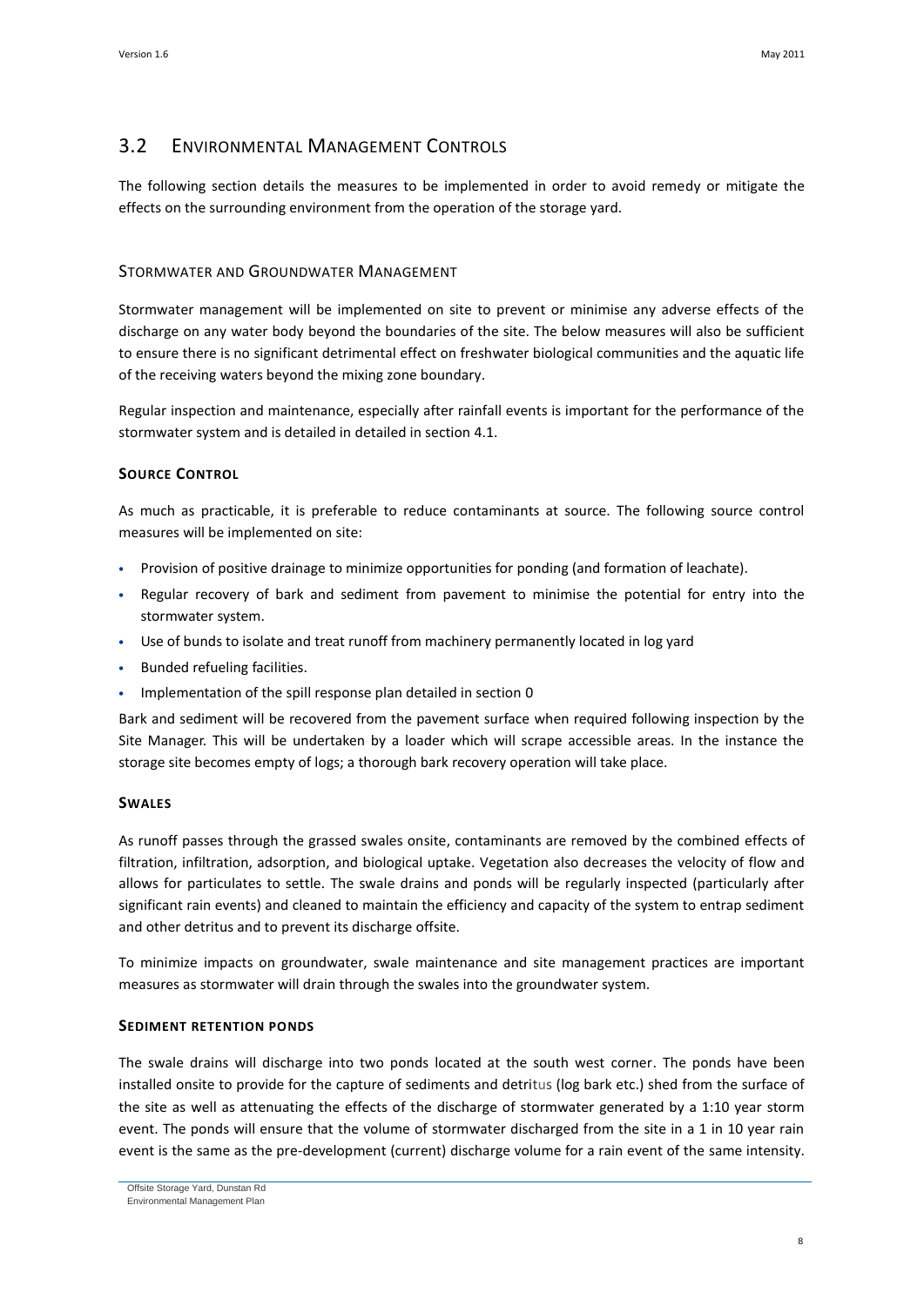## 3.2 Environmental Management Controls

The following section details the measures to be implemented in order to avoid remedy or mitigate the effects on the surrounding environment from the operation of the storage yard.

### Stormwater and Groundwater Management

Stormwater management will be implemented on site to prevent or minimise any adverse effects of the discharge on any water body beyond the boundaries of the site. The below measures will also be sufficient to ensure there is no significant detrimental effect on freshwater biological communities and the aquatic life of the receiving waters beyond the mixing zone boundary.

Regular inspection and maintenance, especially after rainfall events is important for the performance of the stormwater system and is detailed in detailed in section 4.1.

#### Source Control

As much as practicable, it is preferable to reduce contaminants at source. The following source control measures will be implemented on site:

- Provision of positive drainage to minimize opportunities for ponding (and formation of leachate).
- Regular recovery of bark and sediment from pavement to minimise the potential for entry into the stormwater system.
- Use of bunds to isolate and treat runoff from machinery permanently located in log yard
- Bunded refueling facilities.
- Implementation of the spill response plan detailed in section 0

Bark and sediment will be recovered from the pavement surface when required following inspection by the Site Manager. This will be undertaken by a loader which will scrape accessible areas. In the instance the storage site becomes empty of logs; a thorough bark recovery operation will take place.

#### Swales

As runoff passes through the grassed swales onsite, contaminants are removed by the combined effects of filtration, infiltration, adsorption, and biological uptake. Vegetation also decreases the velocity of flow and allows for particulates to settle. The swale drains and ponds will be regularly inspected (particularly after significant rain events) and cleaned to maintain the efficiency and capacity of the system to entrap sediment and other detritus and to prevent its discharge offsite.

To minimize impacts on groundwater, swale maintenance and site management practices are important measures as stormwater will drain through the swales into the groundwater system.

#### Sediment Retention Ponds

The swale drains will discharge into two ponds located at the south west corner. The ponds have been installed onsite to provide for the capture of sediments and detritus (log bark etc.) shed from the surface of the site as well as attenuating the effects of the discharge of stormwater generated by a 1:10 year storm event. The ponds will ensure that the volume of stormwater discharged from the site in a 1 in 10 year rain event is the same as the pre-development (current) discharge volume for a rain event of the same intensity.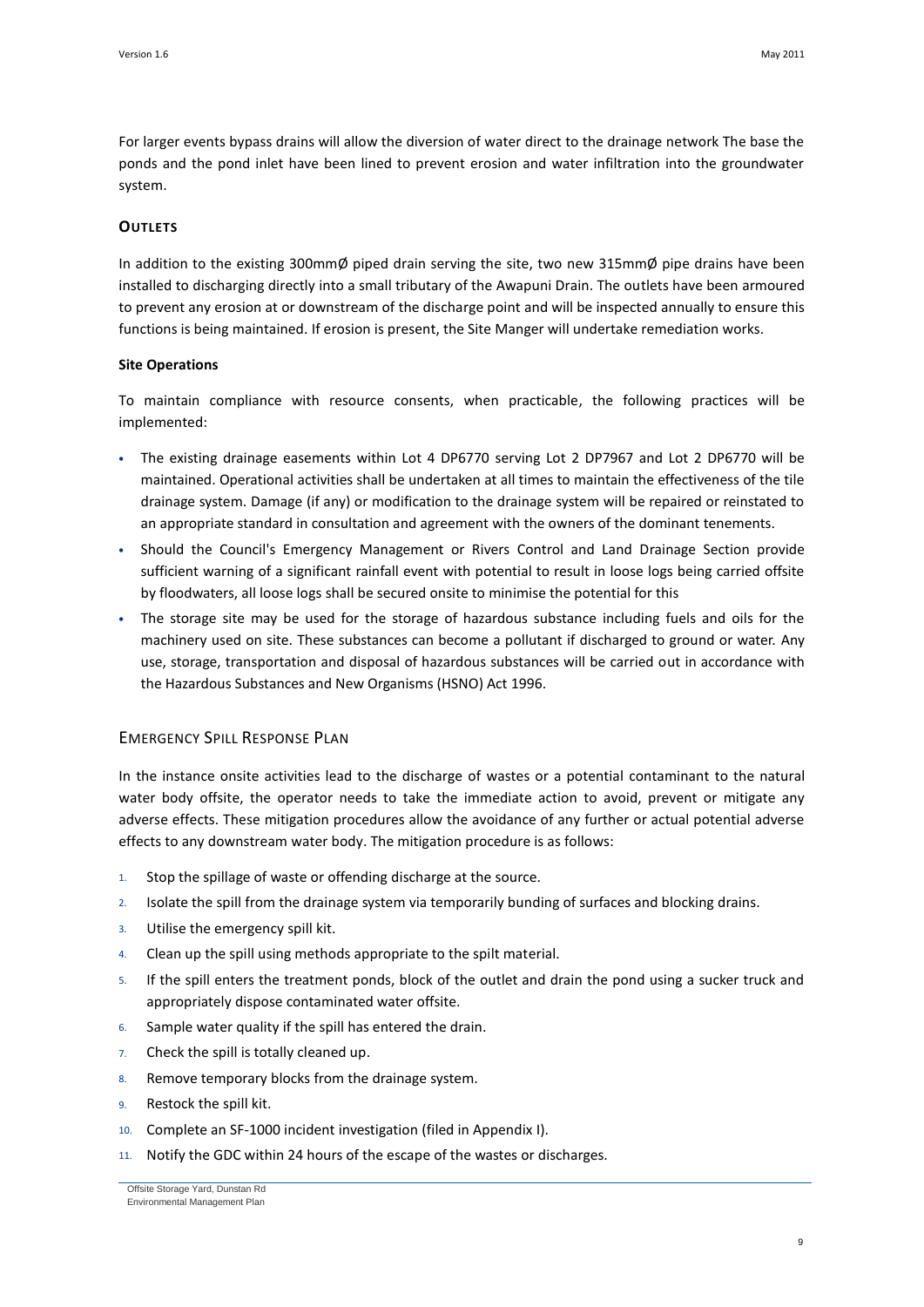For larger events bypass drains will allow the diversion of water direct to the drainage network The base the ponds and the pond inlet have been lined to prevent erosion and water infiltration into the groundwater system.

### OUTLETS

In addition to the existing 300mmØ piped drain serving the site, two new 315mmØ pipe drains have been installed to discharging directly into a small tributary of the Awapuni Drain. The outlets have been armoured to prevent any erosion at or downstream of the discharge point and will be inspected annually to ensure this functions is being maintained. If erosion is present, the Site Manger will undertake remediation works.

#### Site Operations

To maintain compliance with resource consents, when practicable, the following practices will be implemented:

- The existing drainage easements within Lot 4 DP6770 serving Lot 2 DP7967 and Lot 2 DP6770 will be maintained. Operational activities shall be undertaken at all times to maintain the effectiveness of the tile drainage system. Damage (if any) or modification to the drainage system will be repaired or reinstated to an appropriate standard in consultation and agreement with the owners of the dominant tenements.
- Should the Council's Emergency Management or Rivers Control and Land Drainage Section provide sufficient warning of a significant rainfall event with potential to result in loose logs being carried offsite by floodwaters, all loose logs shall be secured onsite to minimise the potential for this
- The storage site may be used for the storage of hazardous substance including fuels and oils for the machinery used on site. These substances can become a pollutant if discharged to ground or water. Any use, storage, transportation and disposal of hazardous substances will be carried out in accordance with the Hazardous Substances and New Organisms (HSNO) Act 1996.

## EMERGENCY SPILL RESPONSE PLAN

In the instance onsite activities lead to the discharge of wastes or a potential contaminant to the natural water body offsite, the operator needs to take the immediate action to avoid, prevent or mitigate any adverse effects. These mitigation procedures allow the avoidance of any further or actual potential adverse effects to any downstream water body. The mitigation procedure is as follows:

1. Stop the spillage of waste or offending discharge at the source.
2. Isolate the spill from the drainage system via temporarily bunding of surfaces and blocking drains.
3. Utilise the emergency spill kit.
4. Clean up the spill using methods appropriate to the spilt material.
5. If the spill enters the treatment ponds, block of the outlet and drain the pond using a sucker truck and appropriately dispose contaminated water offsite.
6. Sample water quality if the spill has entered the drain.
7. Check the spill is totally cleaned up.
8. Remove temporary blocks from the drainage system.
9. Restock the spill kit.
10. Complete an SF-1000 incident investigation (filed in Appendix I).
11. Notify the GDC within 24 hours of the escape of the wastes or discharges.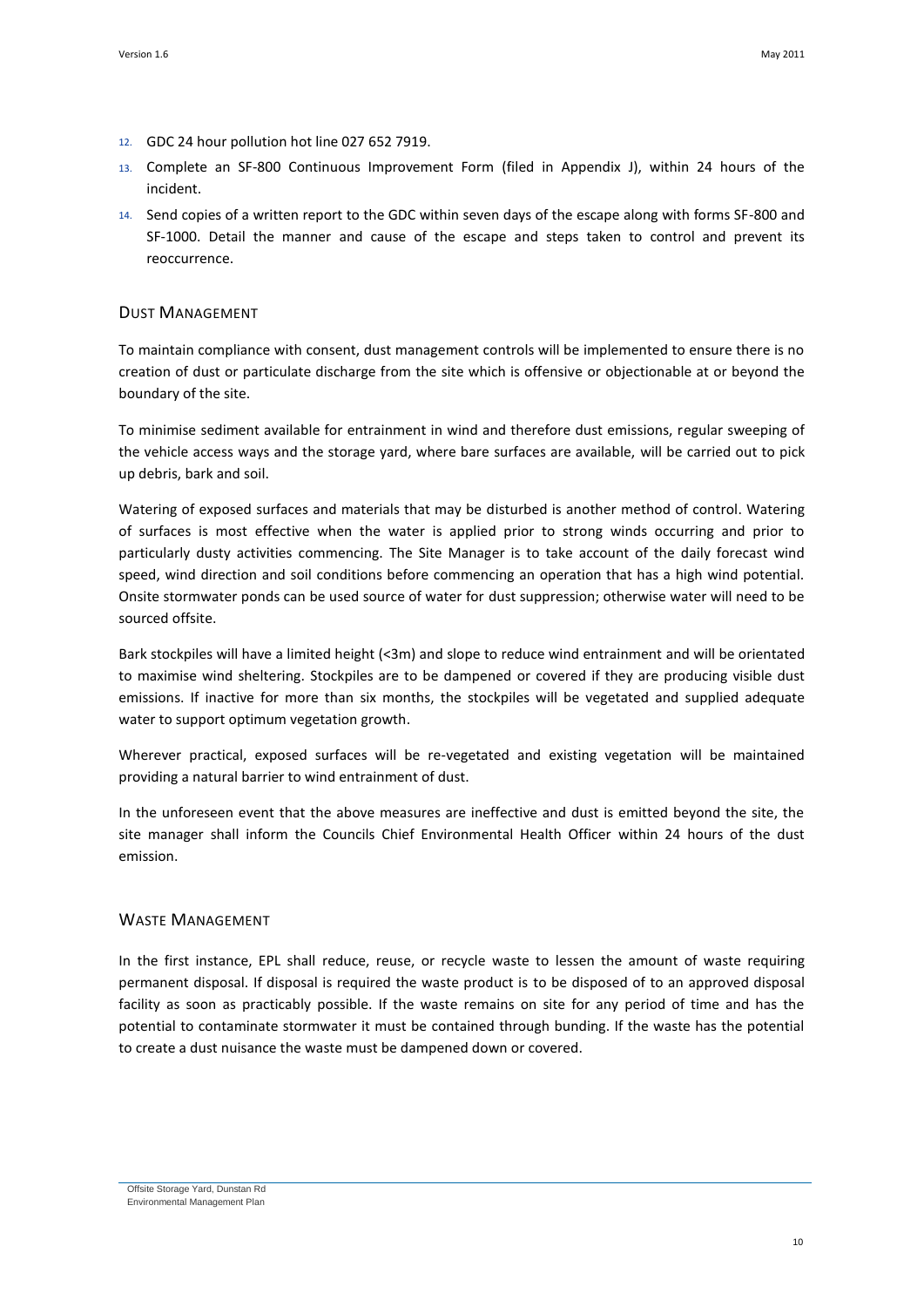12. GDC 24 hour pollution hot line 027 652 7919.
13. Complete an SF-800 Continuous Improvement Form (filed in Appendix J), within 24 hours of the incident.
14. Send copies of a written report to the GDC within seven days of the escape along with forms SF-800 and SF-1000. Detail the manner and cause of the escape and steps taken to control and prevent its reoccurrence.

## Dust Management

To maintain compliance with consent, dust management controls will be implemented to ensure there is no creation of dust or particulate discharge from the site which is offensive or objectionable at or beyond the boundary of the site.

To minimise sediment available for entrainment in wind and therefore dust emissions, regular sweeping of the vehicle access ways and the storage yard, where bare surfaces are available, will be carried out to pick up debris, bark and soil.

Watering of exposed surfaces and materials that may be disturbed is another method of control. Watering of surfaces is most effective when the water is applied prior to strong winds occurring and prior to particularly dusty activities commencing. The Site Manager is to take account of the daily forecast wind speed, wind direction and soil conditions before commencing an operation that has a high wind potential. Onsite stormwater ponds can be used source of water for dust suppression; otherwise water will need to be sourced offsite.

Bark stockpiles will have a limited height (<3m) and slope to reduce wind entrainment and will be orientated to maximise wind sheltering. Stockpiles are to be dampened or covered if they are producing visible dust emissions. If inactive for more than six months, the stockpiles will be vegetated and supplied adequate water to support optimum vegetation growth.

Wherever practical, exposed surfaces will be re-vegetated and existing vegetation will be maintained providing a natural barrier to wind entrainment of dust.

In the unforeseen event that the above measures are ineffective and dust is emitted beyond the site, the site manager shall inform the Councils Chief Environmental Health Officer within 24 hours of the dust emission.

## Waste Management

In the first instance, EPL shall reduce, reuse, or recycle waste to lessen the amount of waste requiring permanent disposal. If disposal is required the waste product is to be disposed of to an approved disposal facility as soon as practicably possible. If the waste remains on site for any period of time and has the potential to contaminate stormwater it must be contained through bunding. If the waste has the potential to create a dust nuisance the waste must be dampened down or covered.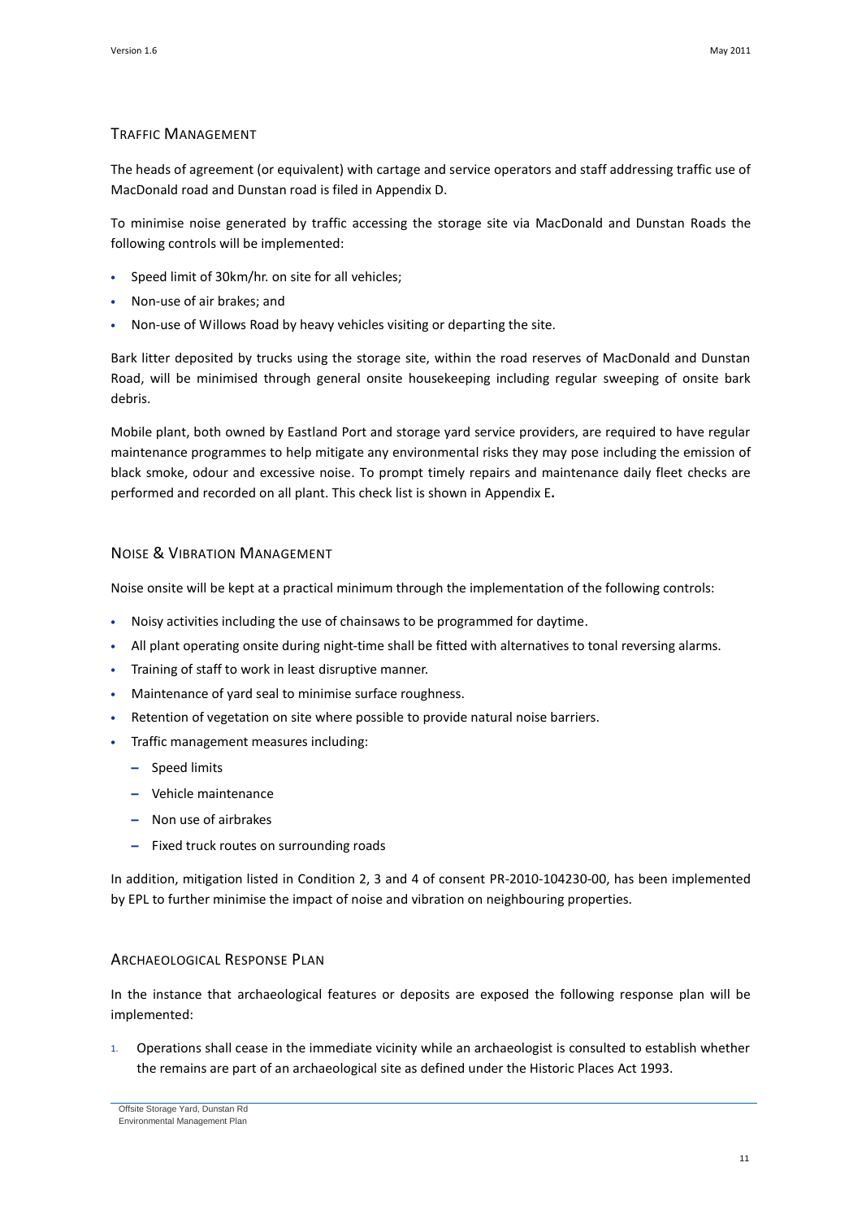## Traffic Management

The heads of agreement (or equivalent) with cartage and service operators and staff addressing traffic use of MacDonald road and Dunstan road is filed in Appendix D.

To minimise noise generated by traffic accessing the storage site via MacDonald and Dunstan Roads the following controls will be implemented:

- Speed limit of 30km/hr. on site for all vehicles;
- Non-use of air brakes; and
- Non-use of Willows Road by heavy vehicles visiting or departing the site.

Bark litter deposited by trucks using the storage site, within the road reserves of MacDonald and Dunstan Road, will be minimised through general onsite housekeeping including regular sweeping of onsite bark debris.

Mobile plant, both owned by Eastland Port and storage yard service providers, are required to have regular maintenance programmes to help mitigate any environmental risks they may pose including the emission of black smoke, odour and excessive noise. To prompt timely repairs and maintenance daily fleet checks are performed and recorded on all plant. This check list is shown in Appendix E**.**

## Noise & Vibration Management

Noise onsite will be kept at a practical minimum through the implementation of the following controls:

- Noisy activities including the use of chainsaws to be programmed for daytime.
- All plant operating onsite during night-time shall be fitted with alternatives to tonal reversing alarms.
- Training of staff to work in least disruptive manner.
- Maintenance of yard seal to minimise surface roughness.
- Retention of vegetation on site where possible to provide natural noise barriers.
- Traffic management measures including:
  - Speed limits
  - Vehicle maintenance
  - Non use of airbrakes
  - Fixed truck routes on surrounding roads

In addition, mitigation listed in Condition 2, 3 and 4 of consent PR-2010-104230-00, has been implemented by EPL to further minimise the impact of noise and vibration on neighbouring properties.

## Archaeological Response Plan

In the instance that archaeological features or deposits are exposed the following response plan will be implemented:

1. Operations shall cease in the immediate vicinity while an archaeologist is consulted to establish whether the remains are part of an archaeological site as defined under the Historic Places Act 1993.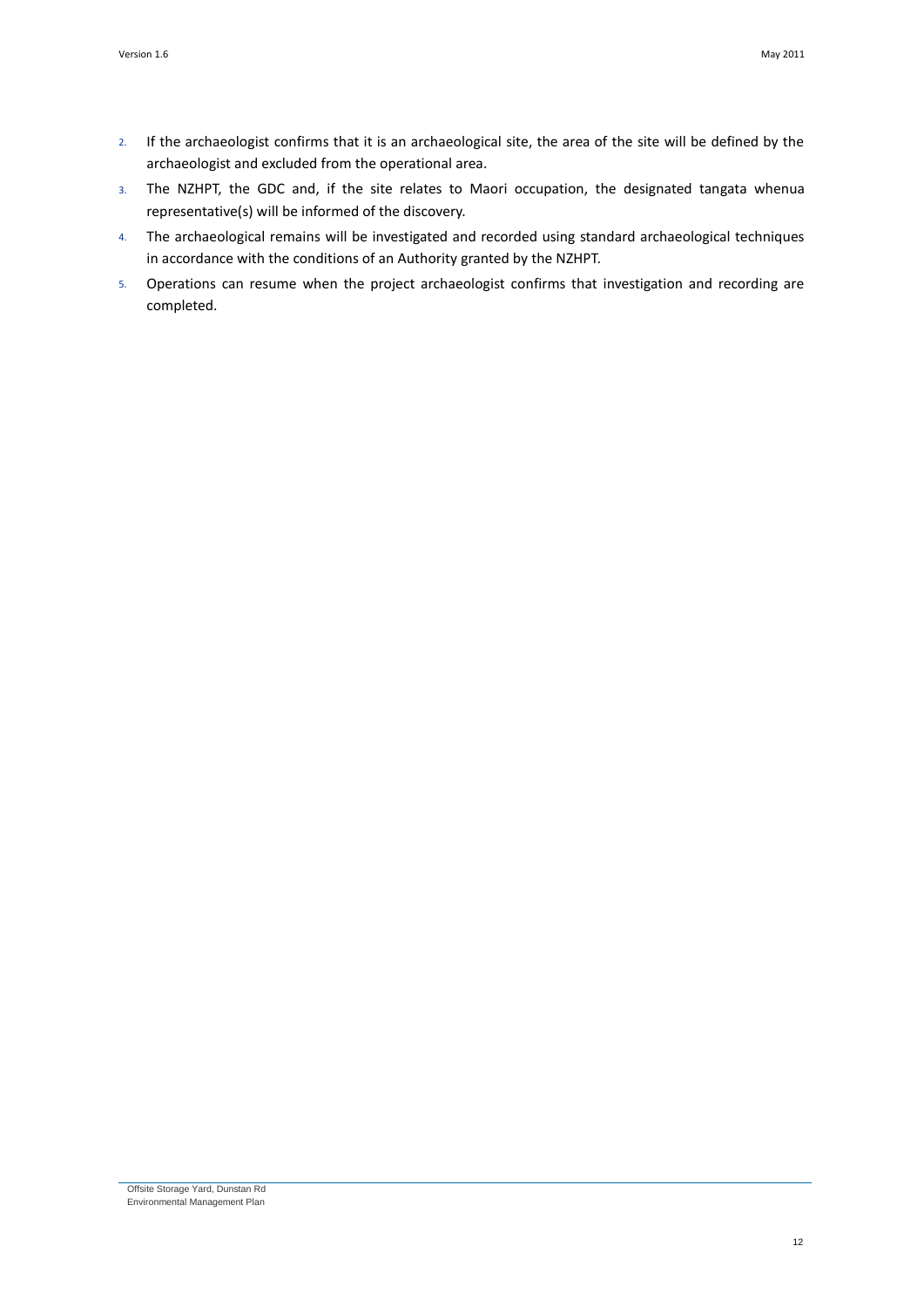2. If the archaeologist confirms that it is an archaeological site, the area of the site will be defined by the archaeologist and excluded from the operational area.
3. The NZHPT, the GDC and, if the site relates to Maori occupation, the designated tangata whenua representative(s) will be informed of the discovery.
4. The archaeological remains will be investigated and recorded using standard archaeological techniques in accordance with the conditions of an Authority granted by the NZHPT.
5. Operations can resume when the project archaeologist confirms that investigation and recording are completed.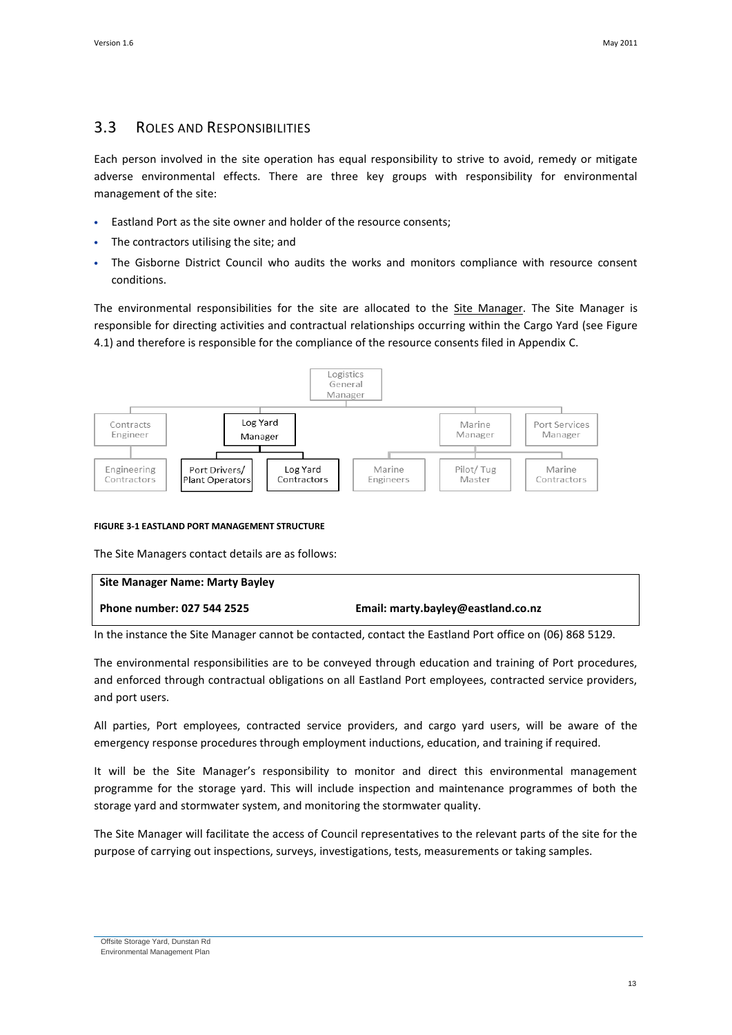## 3.3 Roles and Responsibilities

Each person involved in the site operation has equal responsibility to strive to avoid, remedy or mitigate adverse environmental effects. There are three key groups with responsibility for environmental management of the site:

- Eastland Port as the site owner and holder of the resource consents;
- The contractors utilising the site; and
- The Gisborne District Council who audits the works and monitors compliance with resource consent conditions.

The environmental responsibilities for the site are allocated to the Site Manager. The Site Manager is responsible for directing activities and contractual relationships occurring within the Cargo Yard (see Figure 4.1) and therefore is responsible for the compliance of the resource consents filed in Appendix C.

Logistics General Manager

- Contracts Engineer
  - Engineering Contractors
- Log Yard Manager
  - Port Drivers/ Plant Operators
  - Log Yard Contractors
- Marine Manager
  - Marine Engineers
  - Pilot/ Tug Master
- Port Services Manager
  - Marine Contractors

**FIGURE 3-1 EASTLAND PORT MANAGEMENT STRUCTURE**

The Site Managers contact details are as follows:

| **Site Manager Name: Marty Bayley** | |
|---|---|
| **Phone number: 027 544 2525** | **Email: marty.bayley@eastland.co.nz** |

In the instance the Site Manager cannot be contacted, contact the Eastland Port office on (06) 868 5129.

The environmental responsibilities are to be conveyed through education and training of Port procedures, and enforced through contractual obligations on all Eastland Port employees, contracted service providers, and port users.

All parties, Port employees, contracted service providers, and cargo yard users, will be aware of the emergency response procedures through employment inductions, education, and training if required.

It will be the Site Manager's responsibility to monitor and direct this environmental management programme for the storage yard. This will include inspection and maintenance programmes of both the storage yard and stormwater system, and monitoring the stormwater quality.

The Site Manager will facilitate the access of Council representatives to the relevant parts of the site for the purpose of carrying out inspections, surveys, investigations, tests, measurements or taking samples.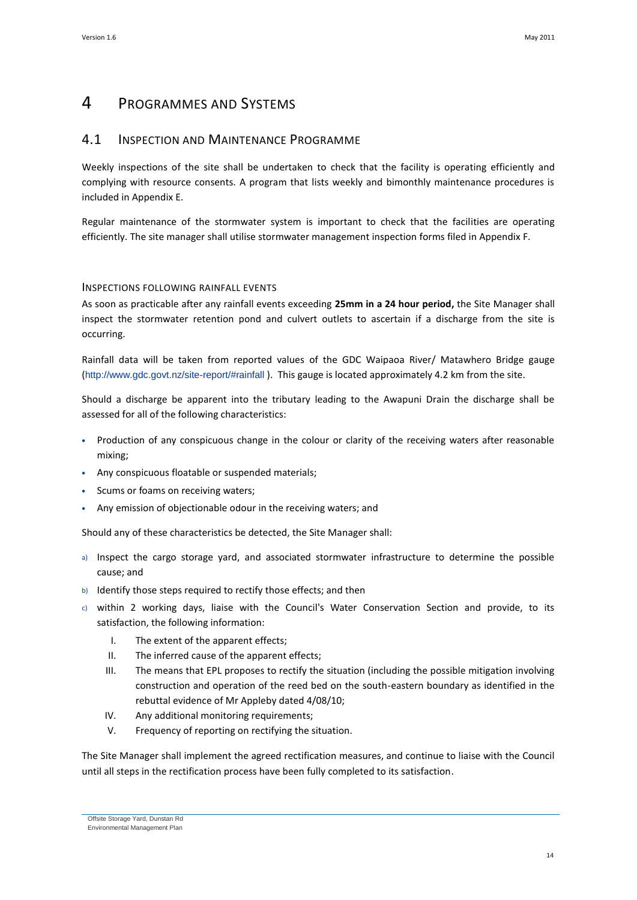# 4 Programmes and Systems

## 4.1 Inspection and Maintenance Programme

Weekly inspections of the site shall be undertaken to check that the facility is operating efficiently and complying with resource consents. A program that lists weekly and bimonthly maintenance procedures is included in Appendix E.

Regular maintenance of the stormwater system is important to check that the facilities are operating efficiently. The site manager shall utilise stormwater management inspection forms filed in Appendix F.

### Inspections following rainfall events

As soon as practicable after any rainfall events exceeding **25mm in a 24 hour period,** the Site Manager shall inspect the stormwater retention pond and culvert outlets to ascertain if a discharge from the site is occurring.

Rainfall data will be taken from reported values of the GDC Waipaoa River/ Matawhero Bridge gauge (http://www.gdc.govt.nz/site-report/#rainfall ). This gauge is located approximately 4.2 km from the site.

Should a discharge be apparent into the tributary leading to the Awapuni Drain the discharge shall be assessed for all of the following characteristics:

- Production of any conspicuous change in the colour or clarity of the receiving waters after reasonable mixing;
- Any conspicuous floatable or suspended materials;
- Scums or foams on receiving waters;
- Any emission of objectionable odour in the receiving waters; and

Should any of these characteristics be detected, the Site Manager shall:

a) Inspect the cargo storage yard, and associated stormwater infrastructure to determine the possible cause; and
b) Identify those steps required to rectify those effects; and then
c) within 2 working days, liaise with the Council's Water Conservation Section and provide, to its satisfaction, the following information:
    I. The extent of the apparent effects;
    II. The inferred cause of the apparent effects;
    III. The means that EPL proposes to rectify the situation (including the possible mitigation involving construction and operation of the reed bed on the south-eastern boundary as identified in the rebuttal evidence of Mr Appleby dated 4/08/10;
    IV. Any additional monitoring requirements;
    V. Frequency of reporting on rectifying the situation.

The Site Manager shall implement the agreed rectification measures, and continue to liaise with the Council until all steps in the rectification process have been fully completed to its satisfaction.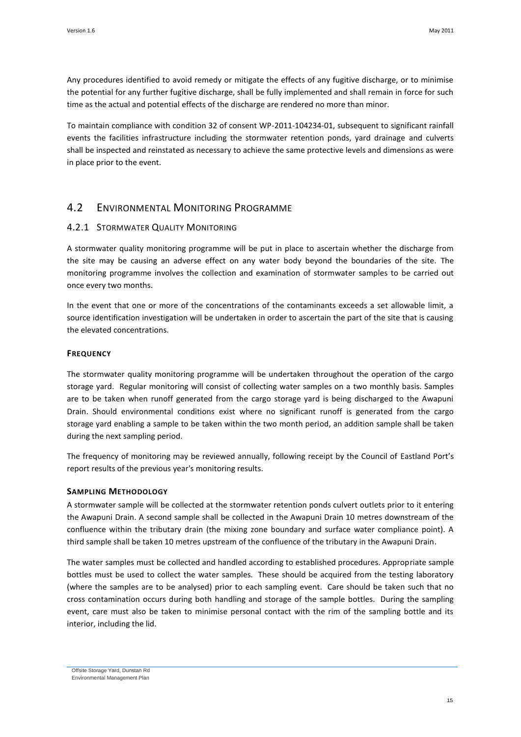Any procedures identified to avoid remedy or mitigate the effects of any fugitive discharge, or to minimise the potential for any further fugitive discharge, shall be fully implemented and shall remain in force for such time as the actual and potential effects of the discharge are rendered no more than minor.

To maintain compliance with condition 32 of consent WP-2011-104234-01, subsequent to significant rainfall events the facilities infrastructure including the stormwater retention ponds, yard drainage and culverts shall be inspected and reinstated as necessary to achieve the same protective levels and dimensions as were in place prior to the event.

## 4.2 Environmental Monitoring Programme

### 4.2.1 Stormwater Quality Monitoring

A stormwater quality monitoring programme will be put in place to ascertain whether the discharge from the site may be causing an adverse effect on any water body beyond the boundaries of the site. The monitoring programme involves the collection and examination of stormwater samples to be carried out once every two months.

In the event that one or more of the concentrations of the contaminants exceeds a set allowable limit, a source identification investigation will be undertaken in order to ascertain the part of the site that is causing the elevated concentrations.

#### Frequency

The stormwater quality monitoring programme will be undertaken throughout the operation of the cargo storage yard. Regular monitoring will consist of collecting water samples on a two monthly basis. Samples are to be taken when runoff generated from the cargo storage yard is being discharged to the Awapuni Drain. Should environmental conditions exist where no significant runoff is generated from the cargo storage yard enabling a sample to be taken within the two month period, an addition sample shall be taken during the next sampling period.

The frequency of monitoring may be reviewed annually, following receipt by the Council of Eastland Port's report results of the previous year's monitoring results.

#### Sampling Methodology

A stormwater sample will be collected at the stormwater retention ponds culvert outlets prior to it entering the Awapuni Drain. A second sample shall be collected in the Awapuni Drain 10 metres downstream of the confluence within the tributary drain (the mixing zone boundary and surface water compliance point). A third sample shall be taken 10 metres upstream of the confluence of the tributary in the Awapuni Drain.

The water samples must be collected and handled according to established procedures. Appropriate sample bottles must be used to collect the water samples. These should be acquired from the testing laboratory (where the samples are to be analysed) prior to each sampling event. Care should be taken such that no cross contamination occurs during both handling and storage of the sample bottles. During the sampling event, care must also be taken to minimise personal contact with the rim of the sampling bottle and its interior, including the lid.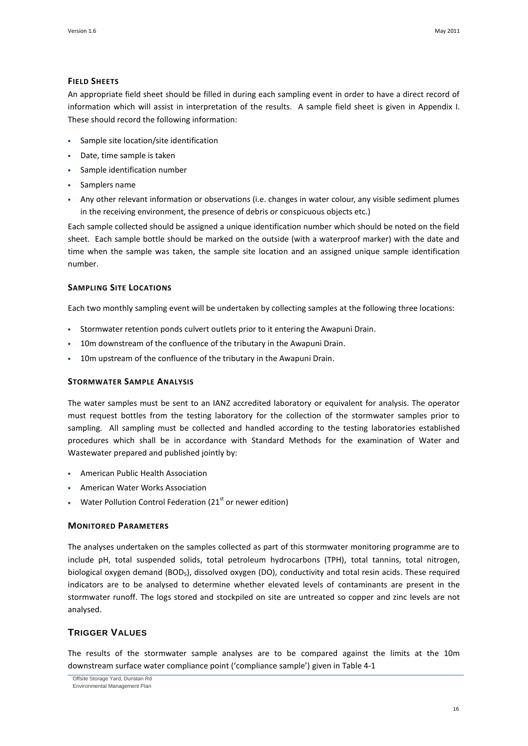### Field Sheets

An appropriate field sheet should be filled in during each sampling event in order to have a direct record of information which will assist in interpretation of the results. A sample field sheet is given in Appendix I. These should record the following information:

- Sample site location/site identification
- Date, time sample is taken
- Sample identification number
- Samplers name
- Any other relevant information or observations (i.e. changes in water colour, any visible sediment plumes in the receiving environment, the presence of debris or conspicuous objects etc.)

Each sample collected should be assigned a unique identification number which should be noted on the field sheet. Each sample bottle should be marked on the outside (with a waterproof marker) with the date and time when the sample was taken, the sample site location and an assigned unique sample identification number.

### Sampling Site Locations

Each two monthly sampling event will be undertaken by collecting samples at the following three locations:

- Stormwater retention ponds culvert outlets prior to it entering the Awapuni Drain.
- 10m downstream of the confluence of the tributary in the Awapuni Drain.
- 10m upstream of the confluence of the tributary in the Awapuni Drain.

### Stormwater Sample Analysis

The water samples must be sent to an IANZ accredited laboratory or equivalent for analysis. The operator must request bottles from the testing laboratory for the collection of the stormwater samples prior to sampling. All sampling must be collected and handled according to the testing laboratories established procedures which shall be in accordance with Standard Methods for the examination of Water and Wastewater prepared and published jointly by:

- American Public Health Association
- American Water Works Association
- Water Pollution Control Federation (21st or newer edition)

### Monitored Parameters

The analyses undertaken on the samples collected as part of this stormwater monitoring programme are to include pH, total suspended solids, total petroleum hydrocarbons (TPH), total tannins, total nitrogen, biological oxygen demand ($BOD_5$), dissolved oxygen (DO), conductivity and total resin acids. These required indicators are to be analysed to determine whether elevated levels of contaminants are present in the stormwater runoff. The logs stored and stockpiled on site are untreated so copper and zinc levels are not analysed.

## Trigger Values

The results of the stormwater sample analyses are to be compared against the limits at the 10m downstream surface water compliance point ('compliance sample') given in Table 4-1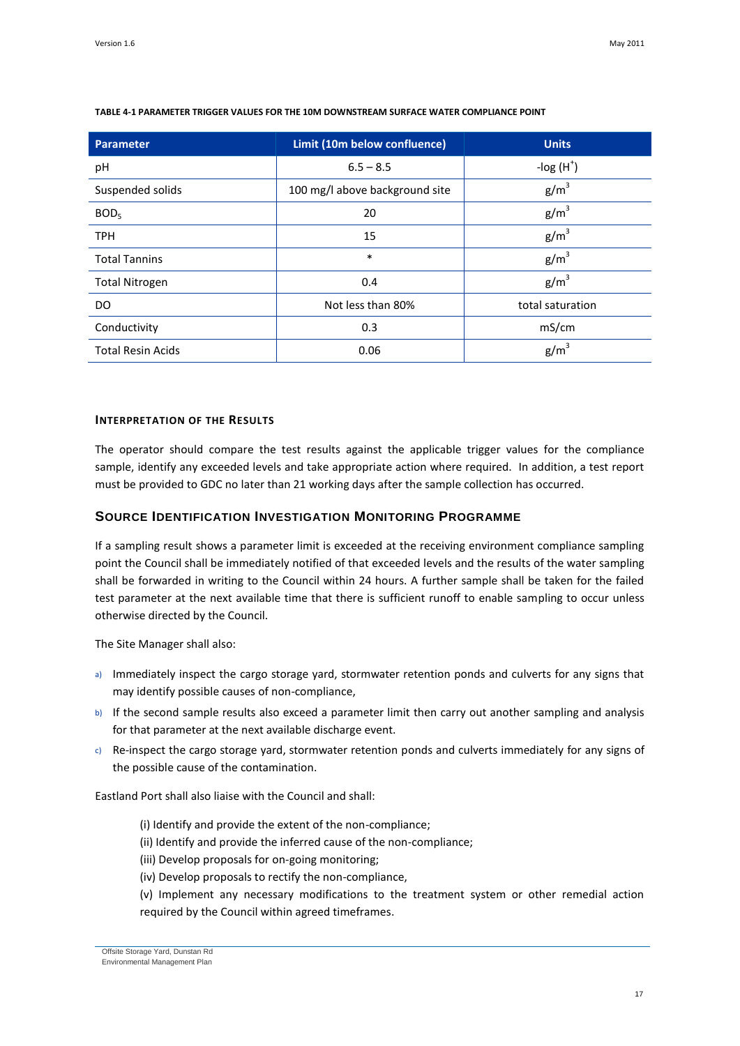**TABLE 4-1 PARAMETER TRIGGER VALUES FOR THE 10M DOWNSTREAM SURFACE WATER COMPLIANCE POINT**

| Parameter | Limit (10m below confluence) | Units |
|---|---|---|
| pH | 6.5 – 8.5 | -log ($H^+$) |
| Suspended solids | 100 mg/l above background site | $g/m^3$ |
| $BOD_5$ | 20 | $g/m^3$ |
| TPH | 15 | $g/m^3$ |
| Total Tannins | * | $g/m^3$ |
| Total Nitrogen | 0.4 | $g/m^3$ |
| DO | Not less than 80% | total saturation |
| Conductivity | 0.3 | mS/cm |
| Total Resin Acids | 0.06 | $g/m^3$ |

#### Interpretation of the Results

The operator should compare the test results against the applicable trigger values for the compliance sample, identify any exceeded levels and take appropriate action where required. In addition, a test report must be provided to GDC no later than 21 working days after the sample collection has occurred.

### Source Identification Investigation Monitoring Programme

If a sampling result shows a parameter limit is exceeded at the receiving environment compliance sampling point the Council shall be immediately notified of that exceeded levels and the results of the water sampling shall be forwarded in writing to the Council within 24 hours. A further sample shall be taken for the failed test parameter at the next available time that there is sufficient runoff to enable sampling to occur unless otherwise directed by the Council.

The Site Manager shall also:

a) Immediately inspect the cargo storage yard, stormwater retention ponds and culverts for any signs that may identify possible causes of non-compliance,
b) If the second sample results also exceed a parameter limit then carry out another sampling and analysis for that parameter at the next available discharge event.
c) Re-inspect the cargo storage yard, stormwater retention ponds and culverts immediately for any signs of the possible cause of the contamination.

Eastland Port shall also liaise with the Council and shall:

(i) Identify and provide the extent of the non-compliance;
(ii) Identify and provide the inferred cause of the non-compliance;
(iii) Develop proposals for on-going monitoring;
(iv) Develop proposals to rectify the non-compliance,
(v) Implement any necessary modifications to the treatment system or other remedial action required by the Council within agreed timeframes.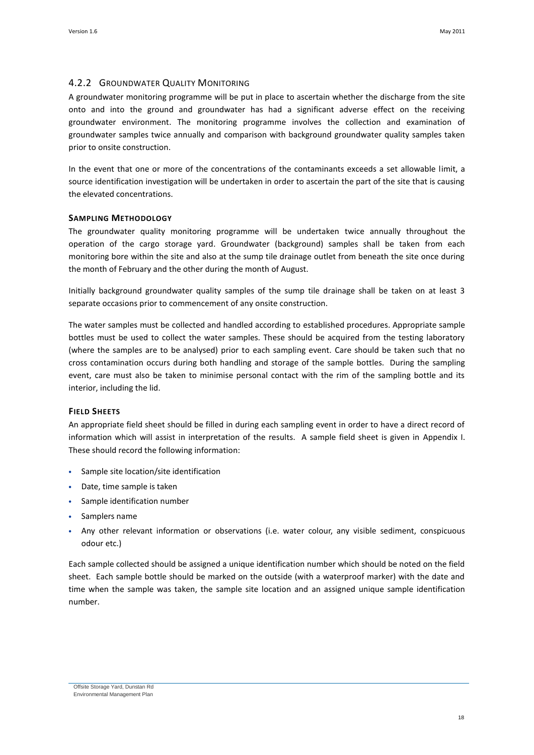### 4.2.2 Groundwater Quality Monitoring

A groundwater monitoring programme will be put in place to ascertain whether the discharge from the site onto and into the ground and groundwater has had a significant adverse effect on the receiving groundwater environment. The monitoring programme involves the collection and examination of groundwater samples twice annually and comparison with background groundwater quality samples taken prior to onsite construction.

In the event that one or more of the concentrations of the contaminants exceeds a set allowable limit, a source identification investigation will be undertaken in order to ascertain the part of the site that is causing the elevated concentrations.

#### Sampling Methodology

The groundwater quality monitoring programme will be undertaken twice annually throughout the operation of the cargo storage yard. Groundwater (background) samples shall be taken from each monitoring bore within the site and also at the sump tile drainage outlet from beneath the site once during the month of February and the other during the month of August.

Initially background groundwater quality samples of the sump tile drainage shall be taken on at least 3 separate occasions prior to commencement of any onsite construction.

The water samples must be collected and handled according to established procedures. Appropriate sample bottles must be used to collect the water samples. These should be acquired from the testing laboratory (where the samples are to be analysed) prior to each sampling event. Care should be taken such that no cross contamination occurs during both handling and storage of the sample bottles. During the sampling event, care must also be taken to minimise personal contact with the rim of the sampling bottle and its interior, including the lid.

#### Field Sheets

An appropriate field sheet should be filled in during each sampling event in order to have a direct record of information which will assist in interpretation of the results. A sample field sheet is given in Appendix I. These should record the following information:

- Sample site location/site identification
- Date, time sample is taken
- Sample identification number
- Samplers name
- Any other relevant information or observations (i.e. water colour, any visible sediment, conspicuous odour etc.)

Each sample collected should be assigned a unique identification number which should be noted on the field sheet. Each sample bottle should be marked on the outside (with a waterproof marker) with the date and time when the sample was taken, the sample site location and an assigned unique sample identification number.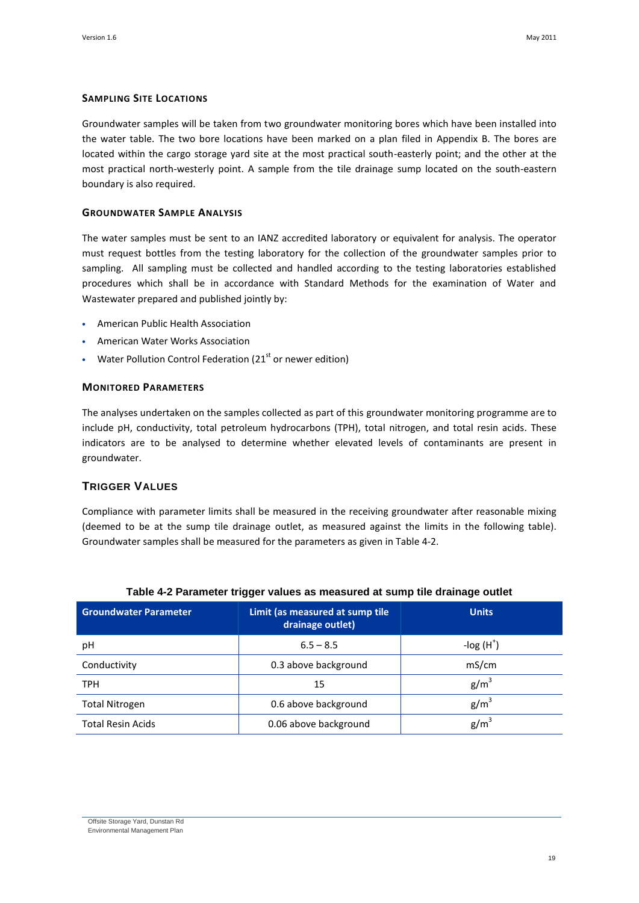### Sampling Site Locations

Groundwater samples will be taken from two groundwater monitoring bores which have been installed into the water table. The two bore locations have been marked on a plan filed in Appendix B. The bores are located within the cargo storage yard site at the most practical south-easterly point; and the other at the most practical north-westerly point. A sample from the tile drainage sump located on the south-eastern boundary is also required.

### Groundwater Sample Analysis

The water samples must be sent to an IANZ accredited laboratory or equivalent for analysis. The operator must request bottles from the testing laboratory for the collection of the groundwater samples prior to sampling. All sampling must be collected and handled according to the testing laboratories established procedures which shall be in accordance with Standard Methods for the examination of Water and Wastewater prepared and published jointly by:

- American Public Health Association
- American Water Works Association
- Water Pollution Control Federation (21st or newer edition)

### Monitored Parameters

The analyses undertaken on the samples collected as part of this groundwater monitoring programme are to include pH, conductivity, total petroleum hydrocarbons (TPH), total nitrogen, and total resin acids. These indicators are to be analysed to determine whether elevated levels of contaminants are present in groundwater.

## Trigger Values

Compliance with parameter limits shall be measured in the receiving groundwater after reasonable mixing (deemed to be at the sump tile drainage outlet, as measured against the limits in the following table). Groundwater samples shall be measured for the parameters as given in Table 4-2.

**Table 4-2 Parameter trigger values as measured at sump tile drainage outlet**

| Groundwater Parameter | Limit (as measured at sump tile drainage outlet) | Units |
|---|---|---|
| pH | 6.5 – 8.5 | $-\log(H^+)$ |
| Conductivity | 0.3 above background | mS/cm |
| TPH | 15 | $g/m^3$ |
| Total Nitrogen | 0.6 above background | $g/m^3$ |
| Total Resin Acids | 0.06 above background | $g/m^3$ |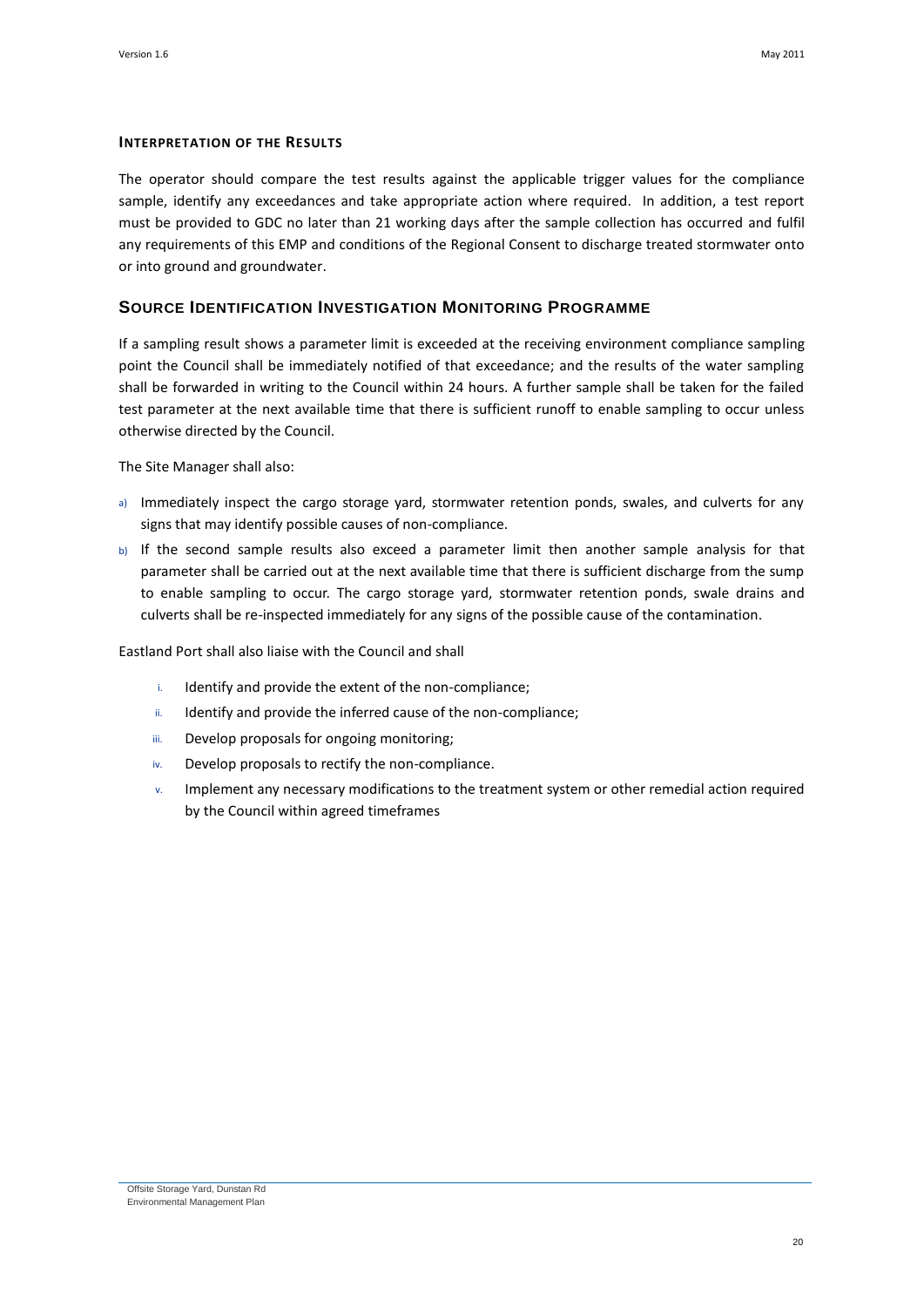### Interpretation of the Results

The operator should compare the test results against the applicable trigger values for the compliance sample, identify any exceedances and take appropriate action where required. In addition, a test report must be provided to GDC no later than 21 working days after the sample collection has occurred and fulfil any requirements of this EMP and conditions of the Regional Consent to discharge treated stormwater onto or into ground and groundwater.

## Source Identification Investigation Monitoring Programme

If a sampling result shows a parameter limit is exceeded at the receiving environment compliance sampling point the Council shall be immediately notified of that exceedance; and the results of the water sampling shall be forwarded in writing to the Council within 24 hours. A further sample shall be taken for the failed test parameter at the next available time that there is sufficient runoff to enable sampling to occur unless otherwise directed by the Council.

The Site Manager shall also:

a) Immediately inspect the cargo storage yard, stormwater retention ponds, swales, and culverts for any signs that may identify possible causes of non-compliance.
b) If the second sample results also exceed a parameter limit then another sample analysis for that parameter shall be carried out at the next available time that there is sufficient discharge from the sump to enable sampling to occur. The cargo storage yard, stormwater retention ponds, swale drains and culverts shall be re-inspected immediately for any signs of the possible cause of the contamination.

Eastland Port shall also liaise with the Council and shall

i. Identify and provide the extent of the non-compliance;
ii. Identify and provide the inferred cause of the non-compliance;
iii. Develop proposals for ongoing monitoring;
iv. Develop proposals to rectify the non-compliance.
v. Implement any necessary modifications to the treatment system or other remedial action required by the Council within agreed timeframes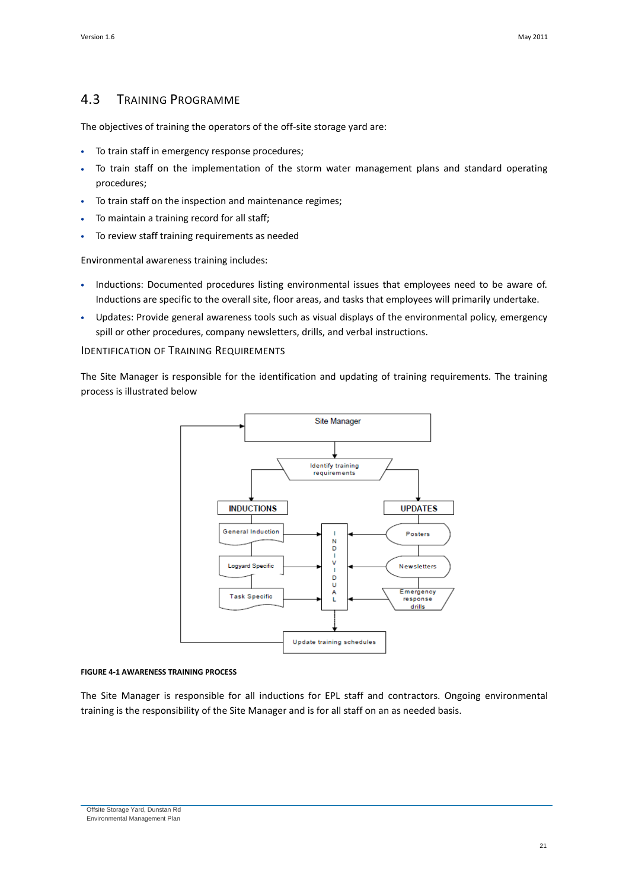## 4.3 Training Programme

The objectives of training the operators of the off-site storage yard are:

- To train staff in emergency response procedures;
- To train staff on the implementation of the storm water management plans and standard operating procedures;
- To train staff on the inspection and maintenance regimes;
- To maintain a training record for all staff;
- To review staff training requirements as needed

Environmental awareness training includes:

- Inductions: Documented procedures listing environmental issues that employees need to be aware of. Inductions are specific to the overall site, floor areas, and tasks that employees will primarily undertake.
- Updates: Provide general awareness tools such as visual displays of the environmental policy, emergency spill or other procedures, company newsletters, drills, and verbal instructions.

### Identification of Training Requirements

The Site Manager is responsible for the identification and updating of training requirements. The training process is illustrated below

**FIGURE 4-1 AWARENESS TRAINING PROCESS**

The Site Manager is responsible for all inductions for EPL staff and contractors. Ongoing environmental training is the responsibility of the Site Manager and is for all staff on an as needed basis.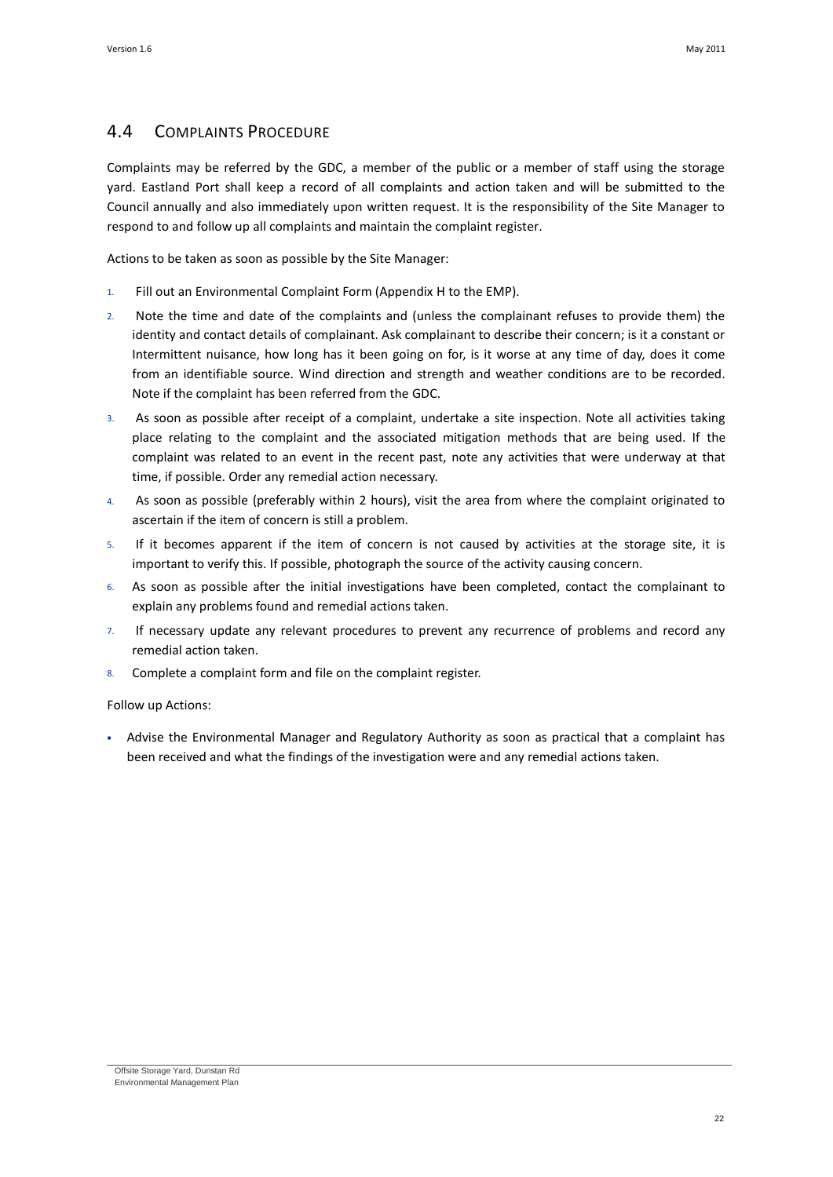## 4.4 Complaints Procedure

Complaints may be referred by the GDC, a member of the public or a member of staff using the storage yard. Eastland Port shall keep a record of all complaints and action taken and will be submitted to the Council annually and also immediately upon written request. It is the responsibility of the Site Manager to respond to and follow up all complaints and maintain the complaint register.

Actions to be taken as soon as possible by the Site Manager:

1. Fill out an Environmental Complaint Form (Appendix H to the EMP).
2. Note the time and date of the complaints and (unless the complainant refuses to provide them) the identity and contact details of complainant. Ask complainant to describe their concern; is it a constant or Intermittent nuisance, how long has it been going on for, is it worse at any time of day, does it come from an identifiable source. Wind direction and strength and weather conditions are to be recorded. Note if the complaint has been referred from the GDC.
3. As soon as possible after receipt of a complaint, undertake a site inspection. Note all activities taking place relating to the complaint and the associated mitigation methods that are being used. If the complaint was related to an event in the recent past, note any activities that were underway at that time, if possible. Order any remedial action necessary.
4. As soon as possible (preferably within 2 hours), visit the area from where the complaint originated to ascertain if the item of concern is still a problem.
5. If it becomes apparent if the item of concern is not caused by activities at the storage site, it is important to verify this. If possible, photograph the source of the activity causing concern.
6. As soon as possible after the initial investigations have been completed, contact the complainant to explain any problems found and remedial actions taken.
7. If necessary update any relevant procedures to prevent any recurrence of problems and record any remedial action taken.
8. Complete a complaint form and file on the complaint register.

Follow up Actions:

- Advise the Environmental Manager and Regulatory Authority as soon as practical that a complaint has been received and what the findings of the investigation were and any remedial actions taken.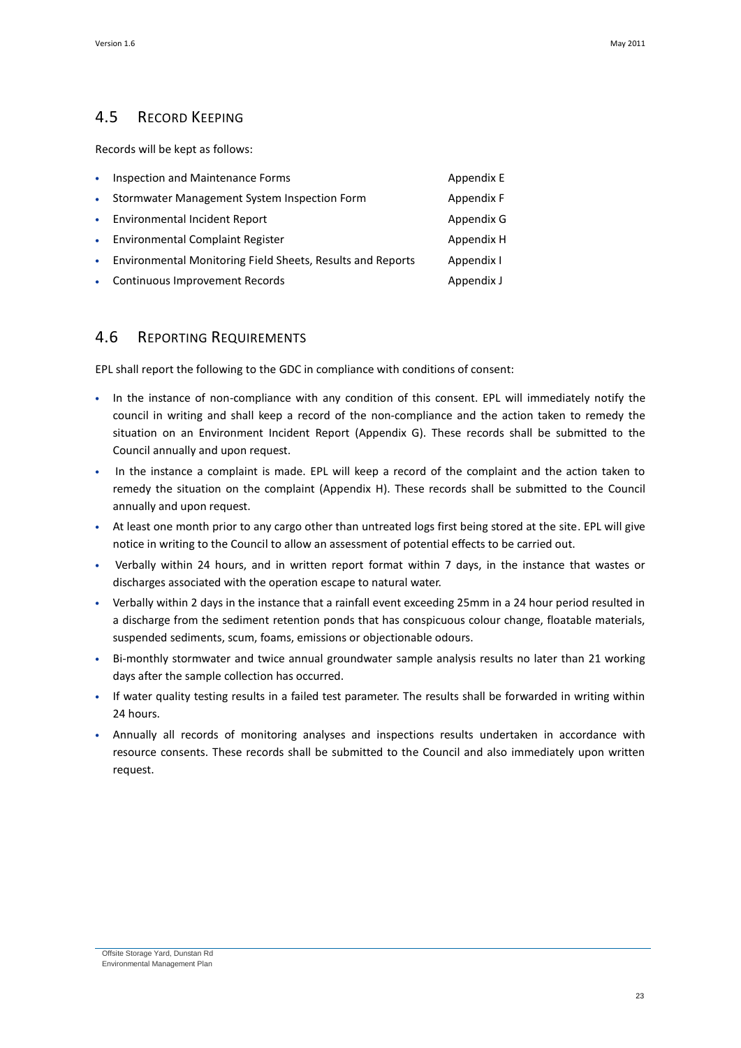## 4.5 Record Keeping

Records will be kept as follows:

- Inspection and Maintenance Forms — Appendix E
- Stormwater Management System Inspection Form — Appendix F
- Environmental Incident Report — Appendix G
- Environmental Complaint Register — Appendix H
- Environmental Monitoring Field Sheets, Results and Reports — Appendix I
- Continuous Improvement Records — Appendix J

## 4.6 Reporting Requirements

EPL shall report the following to the GDC in compliance with conditions of consent:

- In the instance of non-compliance with any condition of this consent. EPL will immediately notify the council in writing and shall keep a record of the non-compliance and the action taken to remedy the situation on an Environment Incident Report (Appendix G). These records shall be submitted to the Council annually and upon request.
- In the instance a complaint is made. EPL will keep a record of the complaint and the action taken to remedy the situation on the complaint (Appendix H). These records shall be submitted to the Council annually and upon request.
- At least one month prior to any cargo other than untreated logs first being stored at the site. EPL will give notice in writing to the Council to allow an assessment of potential effects to be carried out.
- Verbally within 24 hours, and in written report format within 7 days, in the instance that wastes or discharges associated with the operation escape to natural water.
- Verbally within 2 days in the instance that a rainfall event exceeding 25mm in a 24 hour period resulted in a discharge from the sediment retention ponds that has conspicuous colour change, floatable materials, suspended sediments, scum, foams, emissions or objectionable odours.
- Bi-monthly stormwater and twice annual groundwater sample analysis results no later than 21 working days after the sample collection has occurred.
- If water quality testing results in a failed test parameter. The results shall be forwarded in writing within 24 hours.
- Annually all records of monitoring analyses and inspections results undertaken in accordance with resource consents. These records shall be submitted to the Council and also immediately upon written request.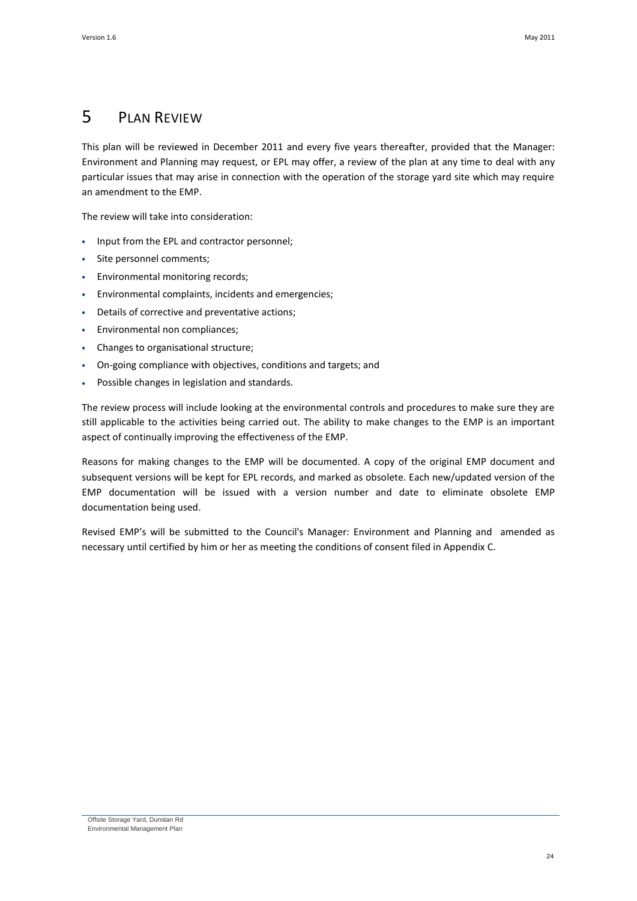# 5 PLAN REVIEW

This plan will be reviewed in December 2011 and every five years thereafter, provided that the Manager: Environment and Planning may request, or EPL may offer, a review of the plan at any time to deal with any particular issues that may arise in connection with the operation of the storage yard site which may require an amendment to the EMP.

The review will take into consideration:

- Input from the EPL and contractor personnel;
- Site personnel comments;
- Environmental monitoring records;
- Environmental complaints, incidents and emergencies;
- Details of corrective and preventative actions;
- Environmental non compliances;
- Changes to organisational structure;
- On-going compliance with objectives, conditions and targets; and
- Possible changes in legislation and standards.

The review process will include looking at the environmental controls and procedures to make sure they are still applicable to the activities being carried out. The ability to make changes to the EMP is an important aspect of continually improving the effectiveness of the EMP.

Reasons for making changes to the EMP will be documented. A copy of the original EMP document and subsequent versions will be kept for EPL records, and marked as obsolete. Each new/updated version of the EMP documentation will be issued with a version number and date to eliminate obsolete EMP documentation being used.

Revised EMP's will be submitted to the Council's Manager: Environment and Planning and amended as necessary until certified by him or her as meeting the conditions of consent filed in Appendix C.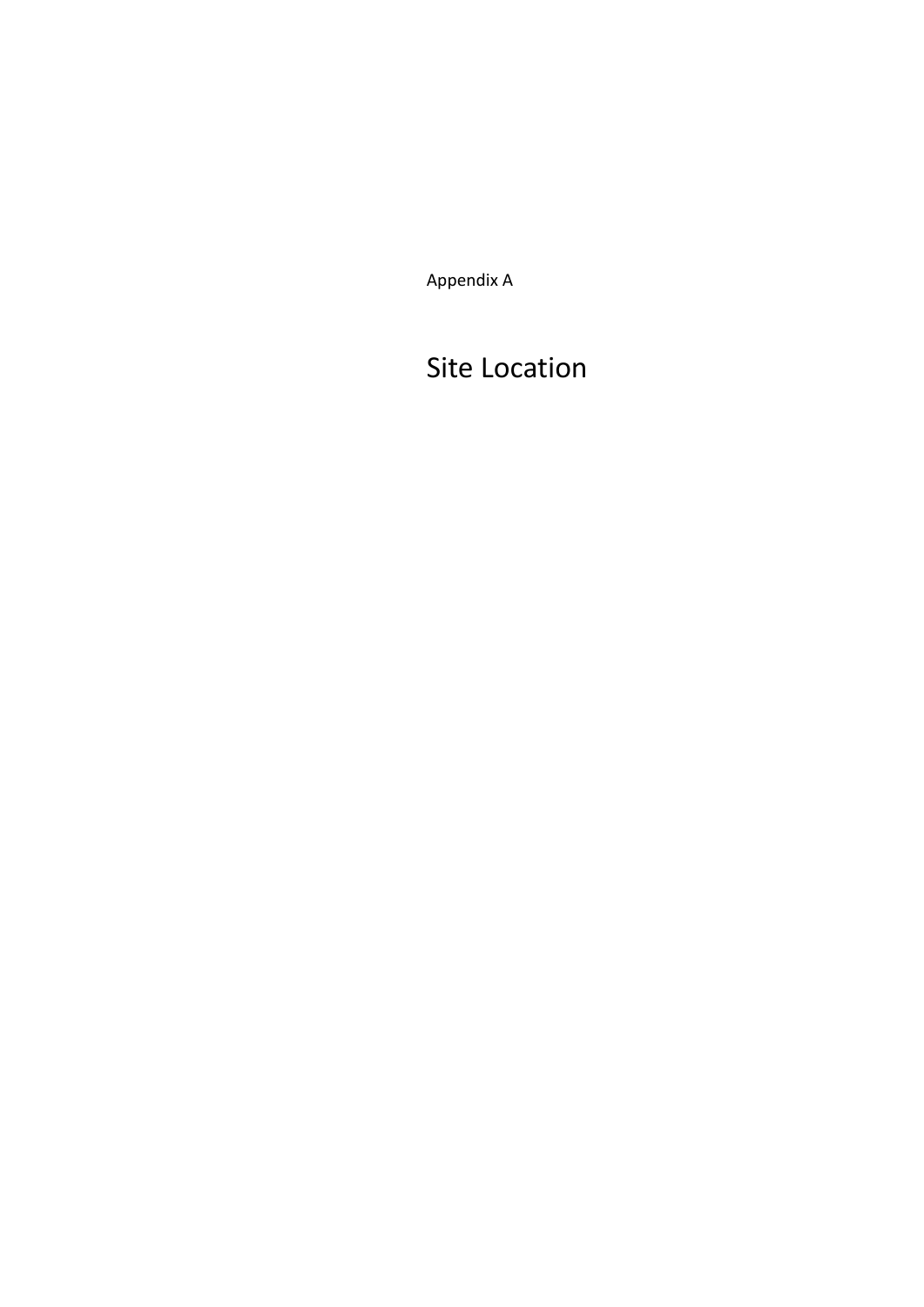Appendix A

# Site Location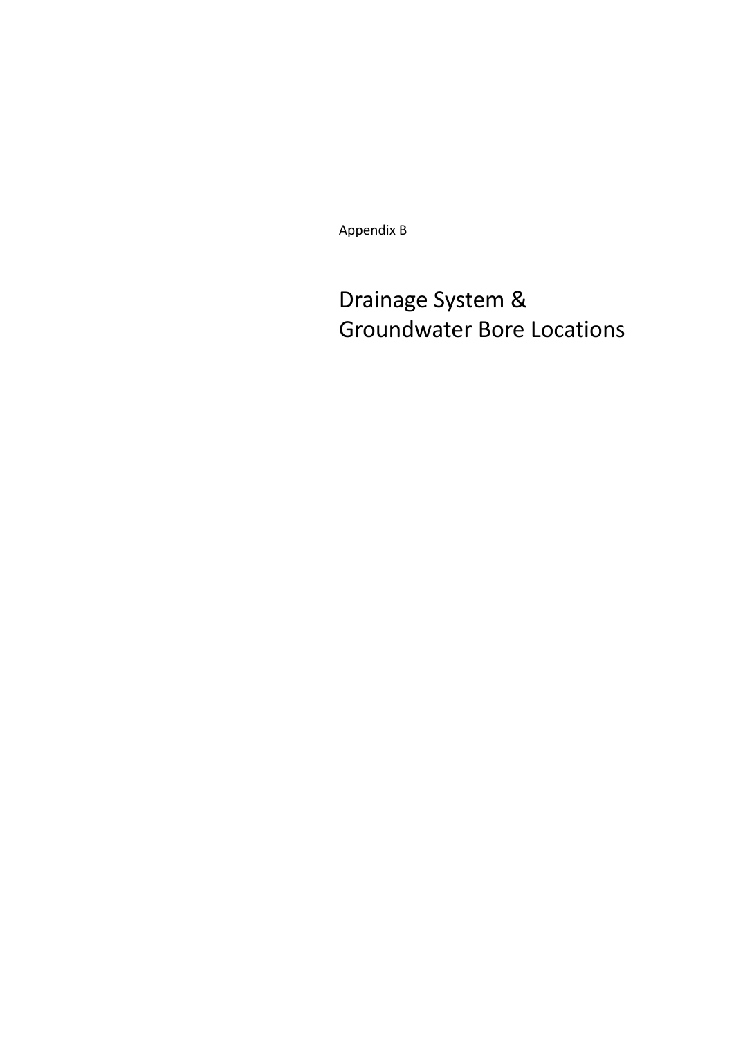Appendix B

# Drainage System & Groundwater Bore Locations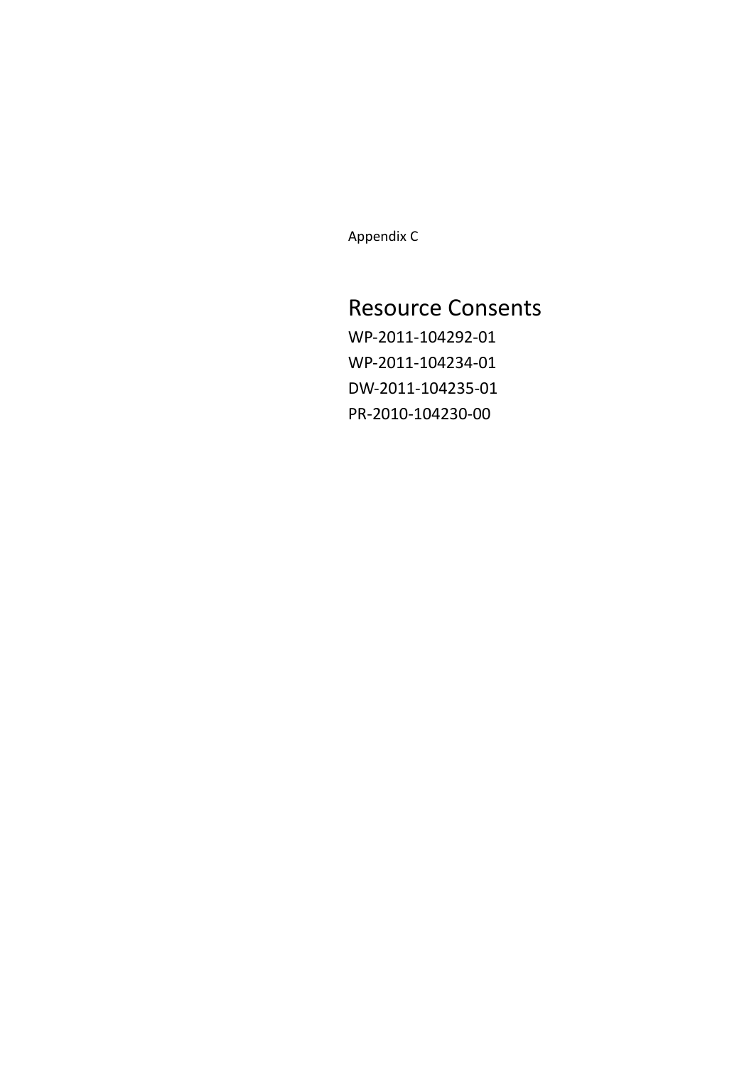Appendix C

# Resource Consents

WP-2011-104292-01

WP-2011-104234-01

DW-2011-104235-01

PR-2010-104230-00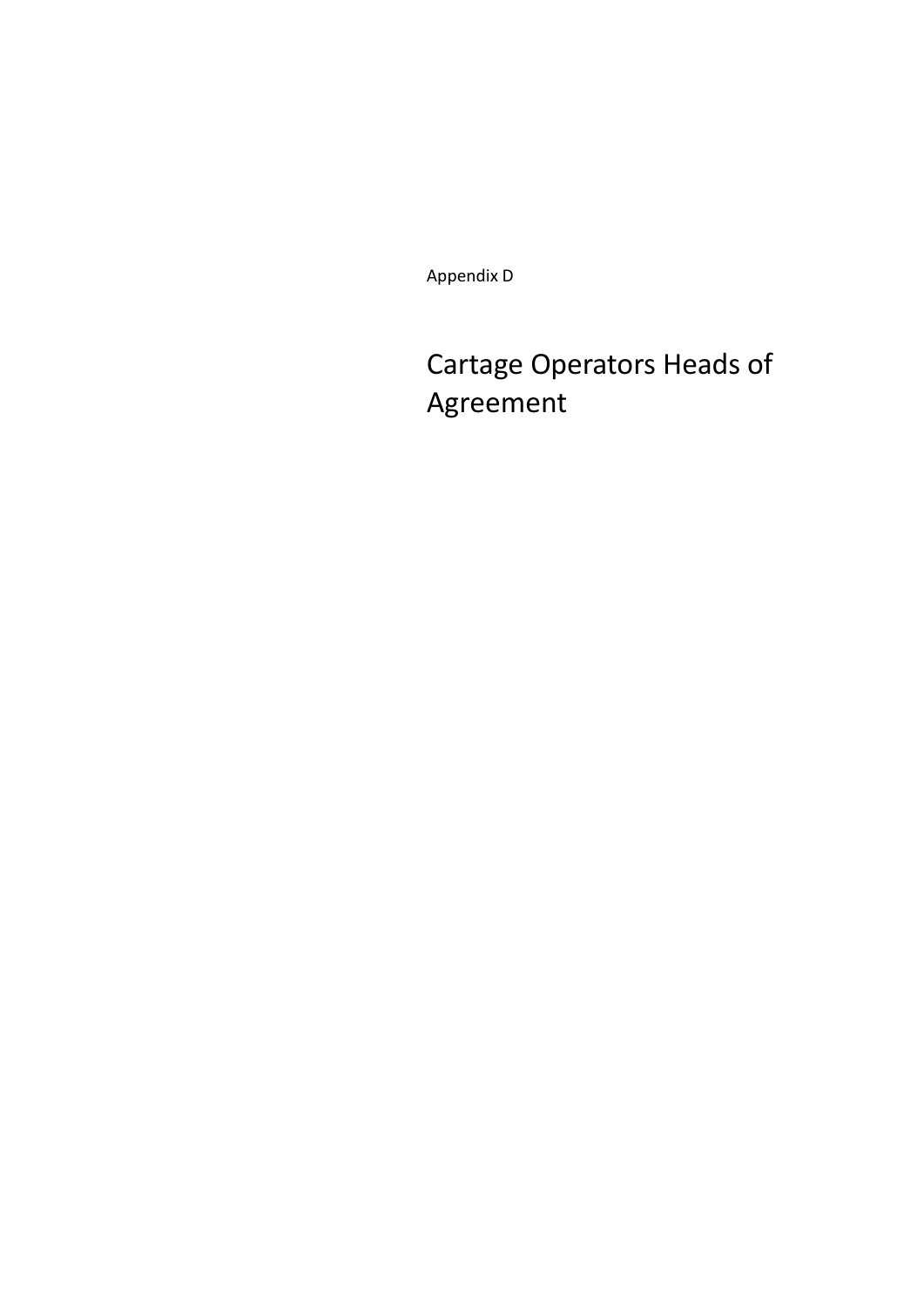Appendix D

# Cartage Operators Heads of Agreement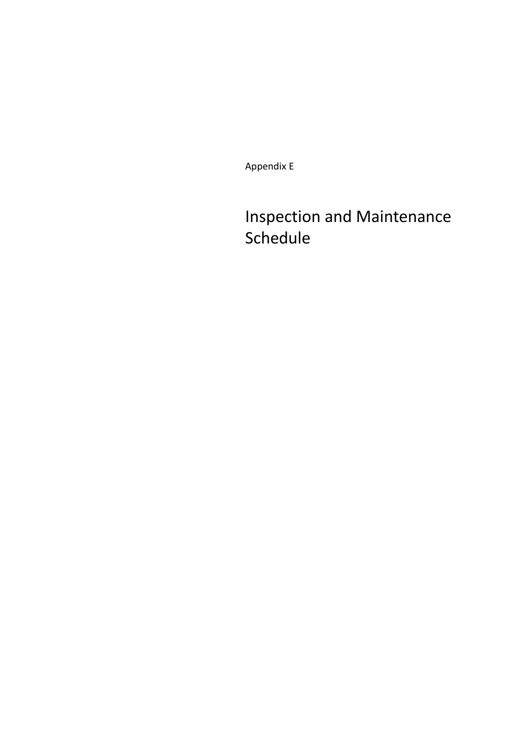Appendix E

# Inspection and Maintenance Schedule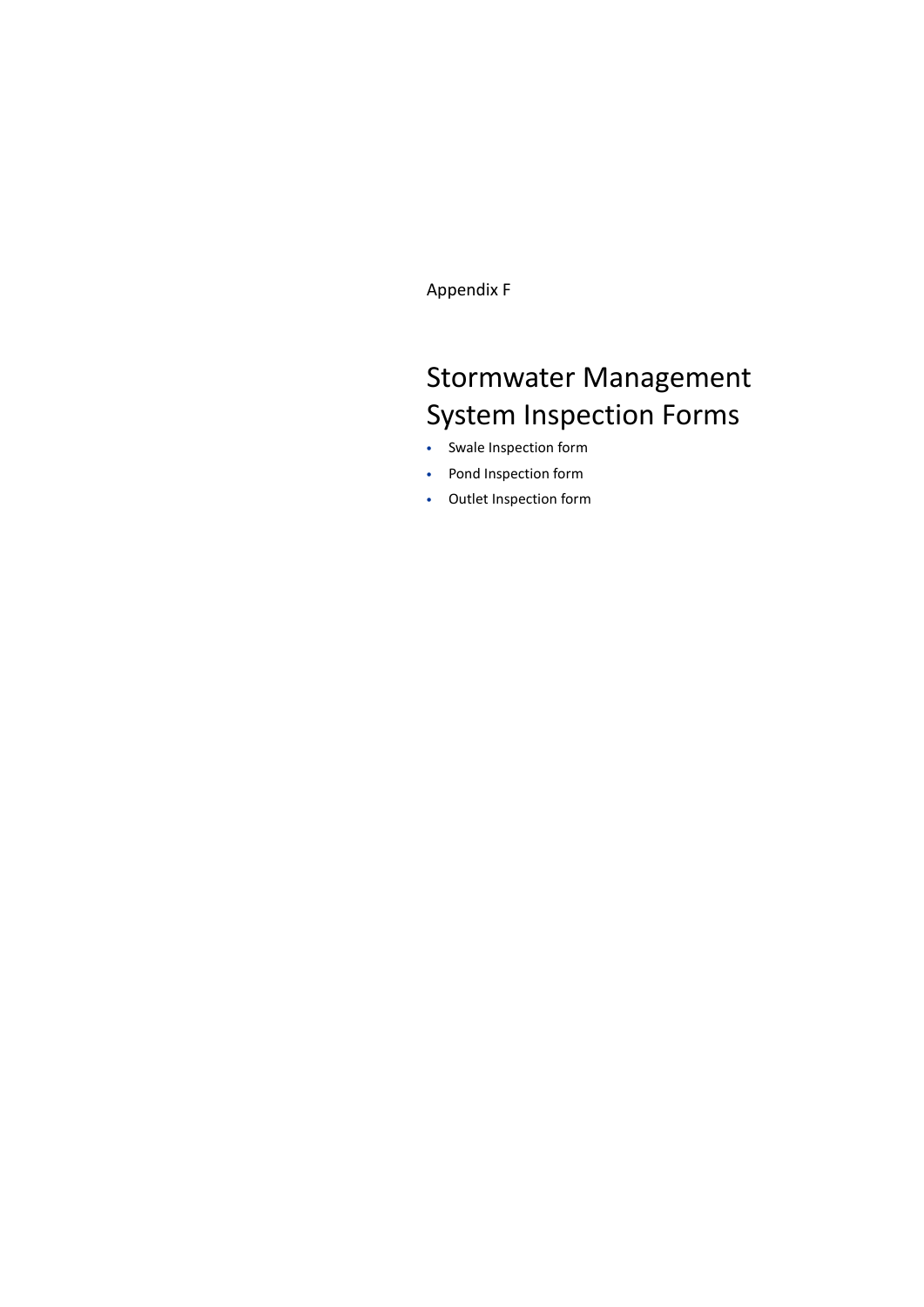Appendix F

# Stormwater Management System Inspection Forms

- Swale Inspection form
- Pond Inspection form
- Outlet Inspection form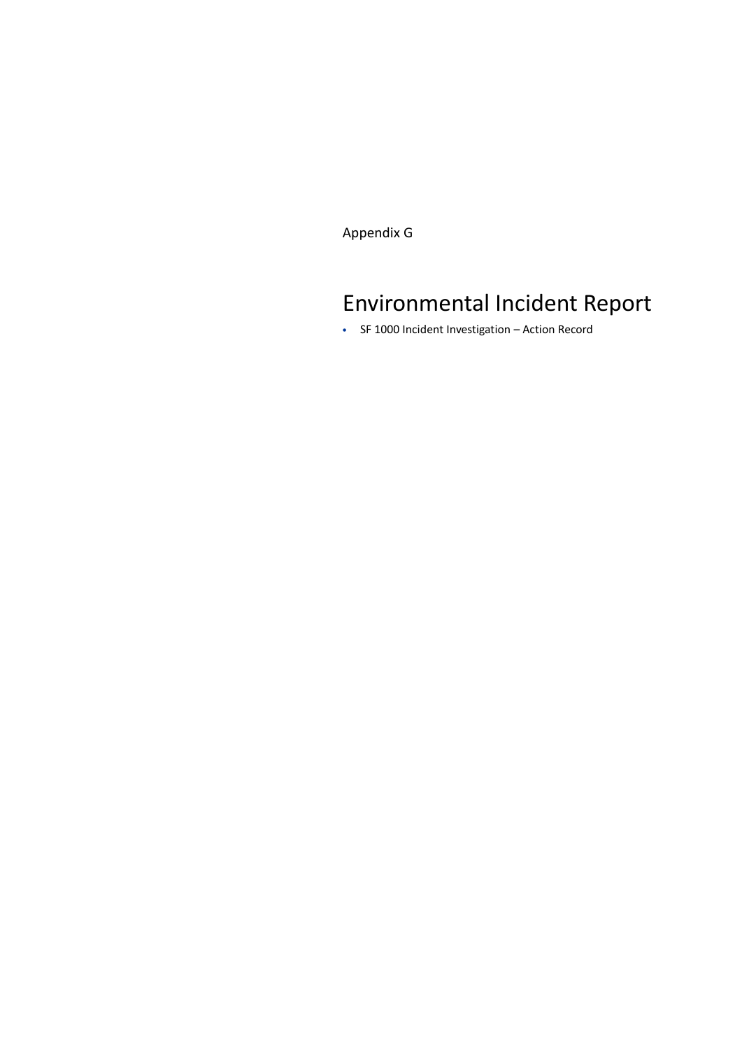Appendix G

# Environmental Incident Report

- SF 1000 Incident Investigation – Action Record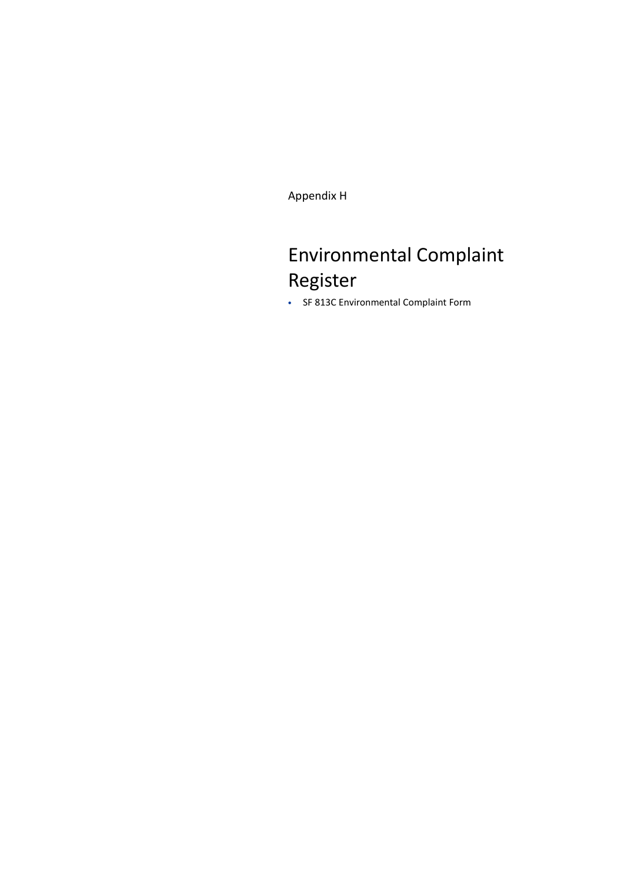Appendix H

# Environmental Complaint Register

- SF 813C Environmental Complaint Form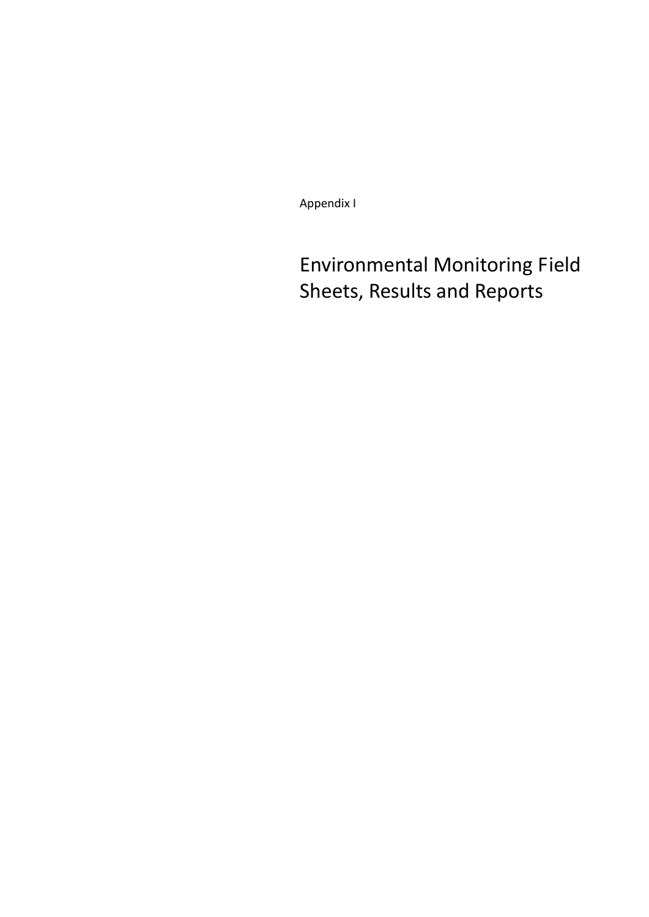Appendix I

# Environmental Monitoring Field Sheets, Results and Reports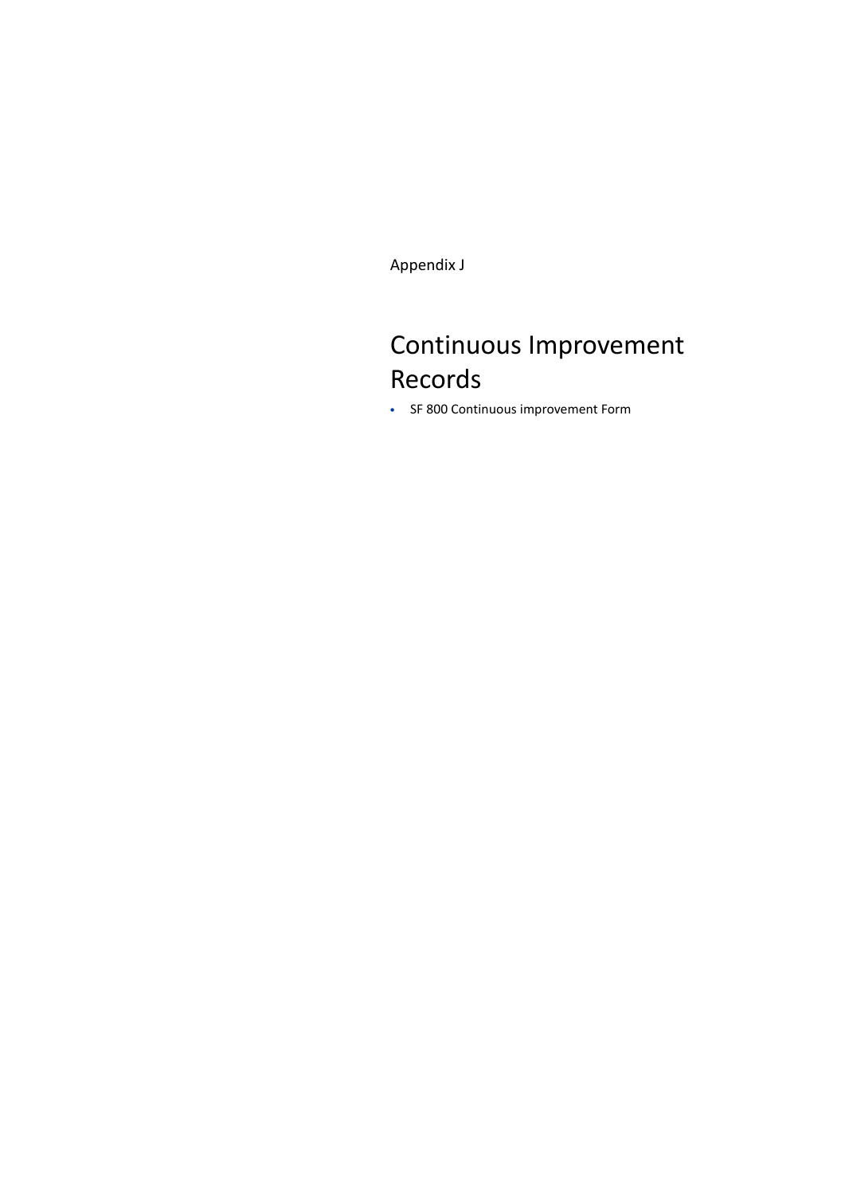Appendix J

# Continuous Improvement Records

- SF 800 Continuous improvement Form